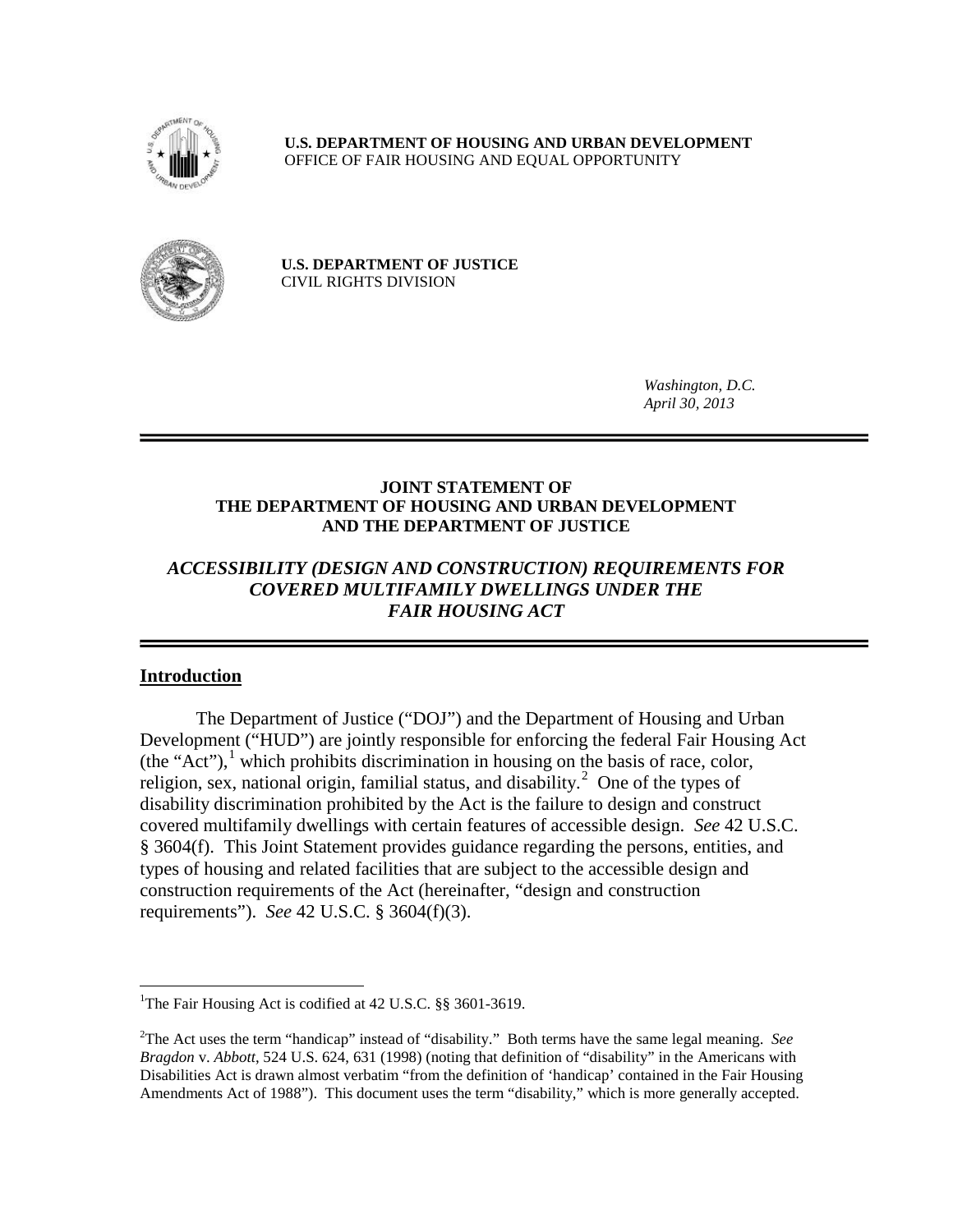**U.S. DEPARTMENT OF HOUSING AND URBAN DEVELOPMENT**
OFFICE OF FAIR HOUSING AND EQUAL OPPORTUNITY

**U.S. DEPARTMENT OF JUSTICE**
CIVIL RIGHTS DIVISION

*Washington, D.C.*
*April 30, 2013*

---

**JOINT STATEMENT OF**
**THE DEPARTMENT OF HOUSING AND URBAN DEVELOPMENT**
**AND THE DEPARTMENT OF JUSTICE**

***ACCESSIBILITY (DESIGN AND CONSTRUCTION) REQUIREMENTS FOR COVERED MULTIFAMILY DWELLINGS UNDER THE FAIR HOUSING ACT***

---

## Introduction

The Department of Justice ("DOJ") and the Department of Housing and Urban Development ("HUD") are jointly responsible for enforcing the federal Fair Housing Act (the "Act"),[1] which prohibits discrimination in housing on the basis of race, color, religion, sex, national origin, familial status, and disability.[2] One of the types of disability discrimination prohibited by the Act is the failure to design and construct covered multifamily dwellings with certain features of accessible design. *See* 42 U.S.C. § 3604(f). This Joint Statement provides guidance regarding the persons, entities, and types of housing and related facilities that are subject to the accessible design and construction requirements of the Act (hereinafter, "design and construction requirements"). *See* 42 U.S.C. § 3604(f)(3).

---

[1] The Fair Housing Act is codified at 42 U.S.C. §§ 3601-3619.

[2] The Act uses the term "handicap" instead of "disability." Both terms have the same legal meaning. *See Bragdon* v. *Abbott*, 524 U.S. 624, 631 (1998) (noting that definition of "disability" in the Americans with Disabilities Act is drawn almost verbatim "from the definition of 'handicap' contained in the Fair Housing Amendments Act of 1988"). This document uses the term "disability," which is more generally accepted.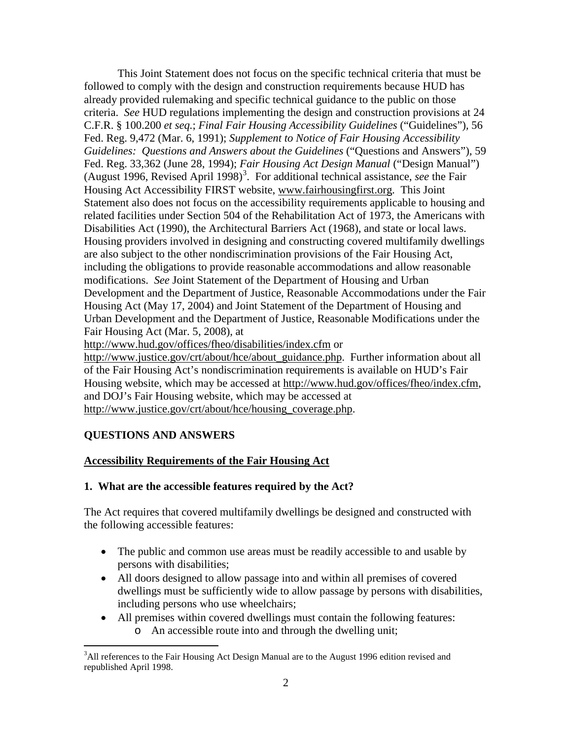This Joint Statement does not focus on the specific technical criteria that must be followed to comply with the design and construction requirements because HUD has already provided rulemaking and specific technical guidance to the public on those criteria. *See* HUD regulations implementing the design and construction provisions at 24 C.F.R. § 100.200 *et seq.*; *Final Fair Housing Accessibility Guidelines* ("Guidelines"), 56 Fed. Reg. 9,472 (Mar. 6, 1991); *Supplement to Notice of Fair Housing Accessibility Guidelines: Questions and Answers about the Guidelines* ("Questions and Answers"), 59 Fed. Reg. 33,362 (June 28, 1994); *Fair Housing Act Design Manual* ("Design Manual") (August 1996, Revised April 1998)[3]. For additional technical assistance, *see* the Fair Housing Act Accessibility FIRST website, www.fairhousingfirst.org. This Joint Statement also does not focus on the accessibility requirements applicable to housing and related facilities under Section 504 of the Rehabilitation Act of 1973, the Americans with Disabilities Act (1990), the Architectural Barriers Act (1968), and state or local laws. Housing providers involved in designing and constructing covered multifamily dwellings are also subject to the other nondiscrimination provisions of the Fair Housing Act, including the obligations to provide reasonable accommodations and allow reasonable modifications. *See* Joint Statement of the Department of Housing and Urban Development and the Department of Justice, Reasonable Accommodations under the Fair Housing Act (May 17, 2004) and Joint Statement of the Department of Housing and Urban Development and the Department of Justice, Reasonable Modifications under the Fair Housing Act (Mar. 5, 2008), at http://www.hud.gov/offices/fheo/disabilities/index.cfm or http://www.justice.gov/crt/about/hce/about_guidance.php. Further information about all of the Fair Housing Act's nondiscrimination requirements is available on HUD's Fair Housing website, which may be accessed at http://www.hud.gov/offices/fheo/index.cfm, and DOJ's Fair Housing website, which may be accessed at http://www.justice.gov/crt/about/hce/housing_coverage.php.

## QUESTIONS AND ANSWERS

### Accessibility Requirements of the Fair Housing Act

**1. What are the accessible features required by the Act?**

The Act requires that covered multifamily dwellings be designed and constructed with the following accessible features:

- The public and common use areas must be readily accessible to and usable by persons with disabilities;
- All doors designed to allow passage into and within all premises of covered dwellings must be sufficiently wide to allow passage by persons with disabilities, including persons who use wheelchairs;
- All premises within covered dwellings must contain the following features:
  - An accessible route into and through the dwelling unit;

[3] All references to the Fair Housing Act Design Manual are to the August 1996 edition revised and republished April 1998.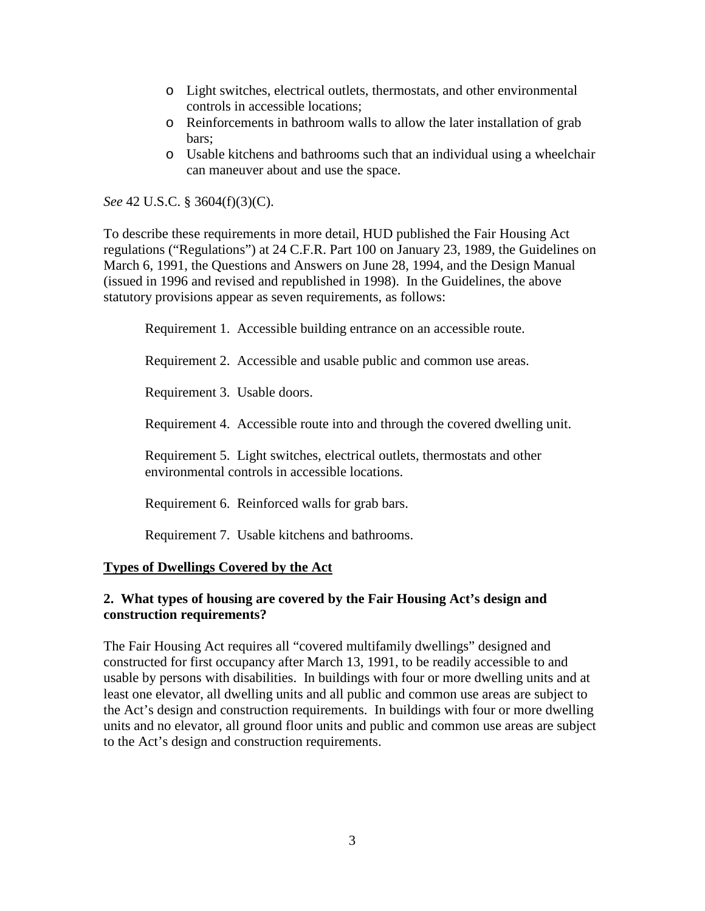- Light switches, electrical outlets, thermostats, and other environmental controls in accessible locations;
- Reinforcements in bathroom walls to allow the later installation of grab bars;
- Usable kitchens and bathrooms such that an individual using a wheelchair can maneuver about and use the space.

*See* 42 U.S.C. § 3604(f)(3)(C).

To describe these requirements in more detail, HUD published the Fair Housing Act regulations ("Regulations") at 24 C.F.R. Part 100 on January 23, 1989, the Guidelines on March 6, 1991, the Questions and Answers on June 28, 1994, and the Design Manual (issued in 1996 and revised and republished in 1998). In the Guidelines, the above statutory provisions appear as seven requirements, as follows:

Requirement 1. Accessible building entrance on an accessible route.

Requirement 2. Accessible and usable public and common use areas.

Requirement 3. Usable doors.

Requirement 4. Accessible route into and through the covered dwelling unit.

Requirement 5. Light switches, electrical outlets, thermostats and other environmental controls in accessible locations.

Requirement 6. Reinforced walls for grab bars.

Requirement 7. Usable kitchens and bathrooms.

## Types of Dwellings Covered by the Act

### 2. What types of housing are covered by the Fair Housing Act's design and construction requirements?

The Fair Housing Act requires all "covered multifamily dwellings" designed and constructed for first occupancy after March 13, 1991, to be readily accessible to and usable by persons with disabilities. In buildings with four or more dwelling units and at least one elevator, all dwelling units and all public and common use areas are subject to the Act's design and construction requirements. In buildings with four or more dwelling units and no elevator, all ground floor units and public and common use areas are subject to the Act's design and construction requirements.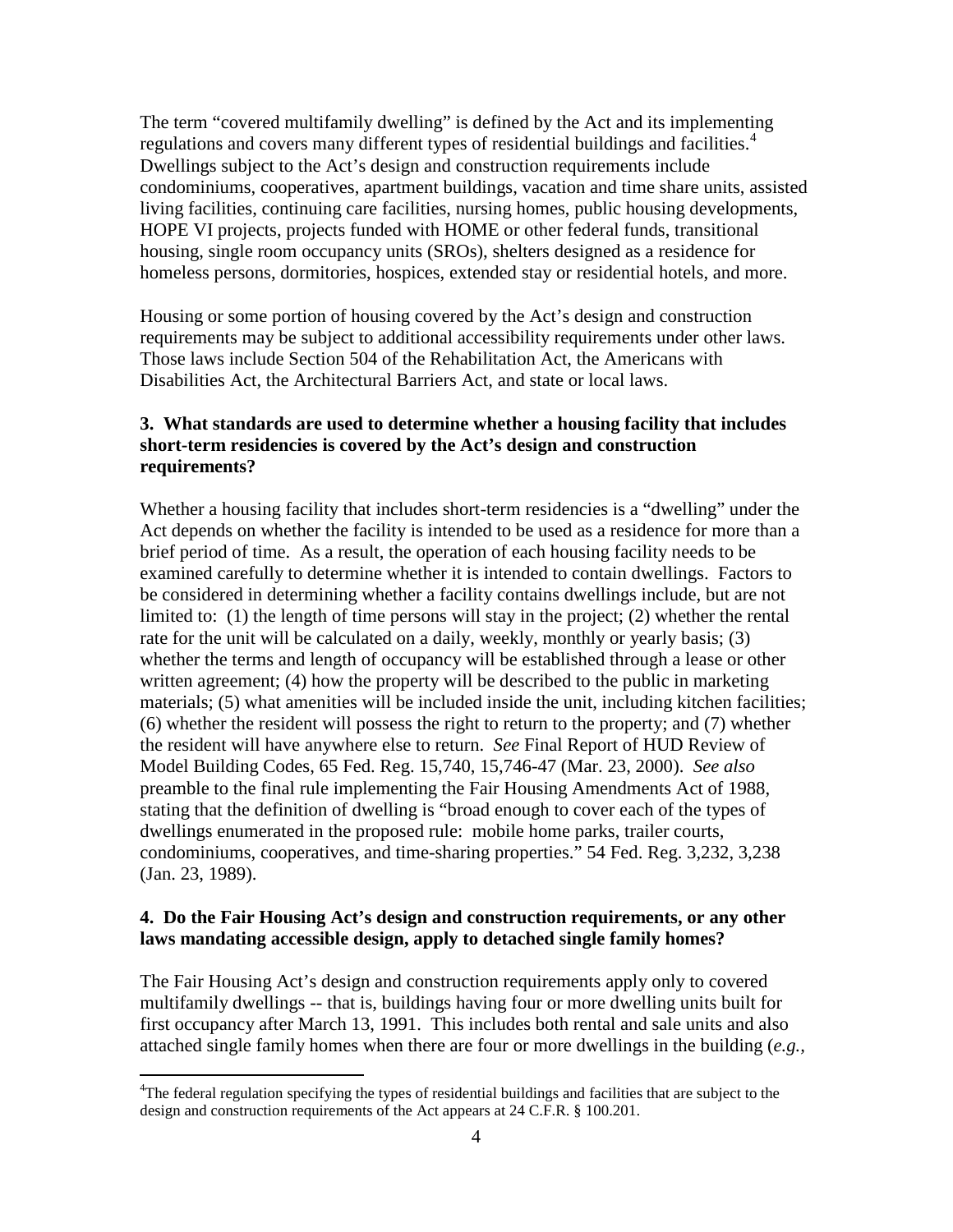The term "covered multifamily dwelling" is defined by the Act and its implementing regulations and covers many different types of residential buildings and facilities.[4] Dwellings subject to the Act's design and construction requirements include condominiums, cooperatives, apartment buildings, vacation and time share units, assisted living facilities, continuing care facilities, nursing homes, public housing developments, HOPE VI projects, projects funded with HOME or other federal funds, transitional housing, single room occupancy units (SROs), shelters designed as a residence for homeless persons, dormitories, hospices, extended stay or residential hotels, and more.

Housing or some portion of housing covered by the Act's design and construction requirements may be subject to additional accessibility requirements under other laws. Those laws include Section 504 of the Rehabilitation Act, the Americans with Disabilities Act, the Architectural Barriers Act, and state or local laws.

**3. What standards are used to determine whether a housing facility that includes short-term residencies is covered by the Act's design and construction requirements?**

Whether a housing facility that includes short-term residencies is a "dwelling" under the Act depends on whether the facility is intended to be used as a residence for more than a brief period of time. As a result, the operation of each housing facility needs to be examined carefully to determine whether it is intended to contain dwellings. Factors to be considered in determining whether a facility contains dwellings include, but are not limited to: (1) the length of time persons will stay in the project; (2) whether the rental rate for the unit will be calculated on a daily, weekly, monthly or yearly basis; (3) whether the terms and length of occupancy will be established through a lease or other written agreement; (4) how the property will be described to the public in marketing materials; (5) what amenities will be included inside the unit, including kitchen facilities; (6) whether the resident will possess the right to return to the property; and (7) whether the resident will have anywhere else to return. *See* Final Report of HUD Review of Model Building Codes, 65 Fed. Reg. 15,740, 15,746-47 (Mar. 23, 2000). *See also* preamble to the final rule implementing the Fair Housing Amendments Act of 1988, stating that the definition of dwelling is "broad enough to cover each of the types of dwellings enumerated in the proposed rule: mobile home parks, trailer courts, condominiums, cooperatives, and time-sharing properties." 54 Fed. Reg. 3,232, 3,238 (Jan. 23, 1989).

**4. Do the Fair Housing Act's design and construction requirements, or any other laws mandating accessible design, apply to detached single family homes?**

The Fair Housing Act's design and construction requirements apply only to covered multifamily dwellings -- that is, buildings having four or more dwelling units built for first occupancy after March 13, 1991. This includes both rental and sale units and also attached single family homes when there are four or more dwellings in the building (*e.g.*,

[4] The federal regulation specifying the types of residential buildings and facilities that are subject to the design and construction requirements of the Act appears at 24 C.F.R. § 100.201.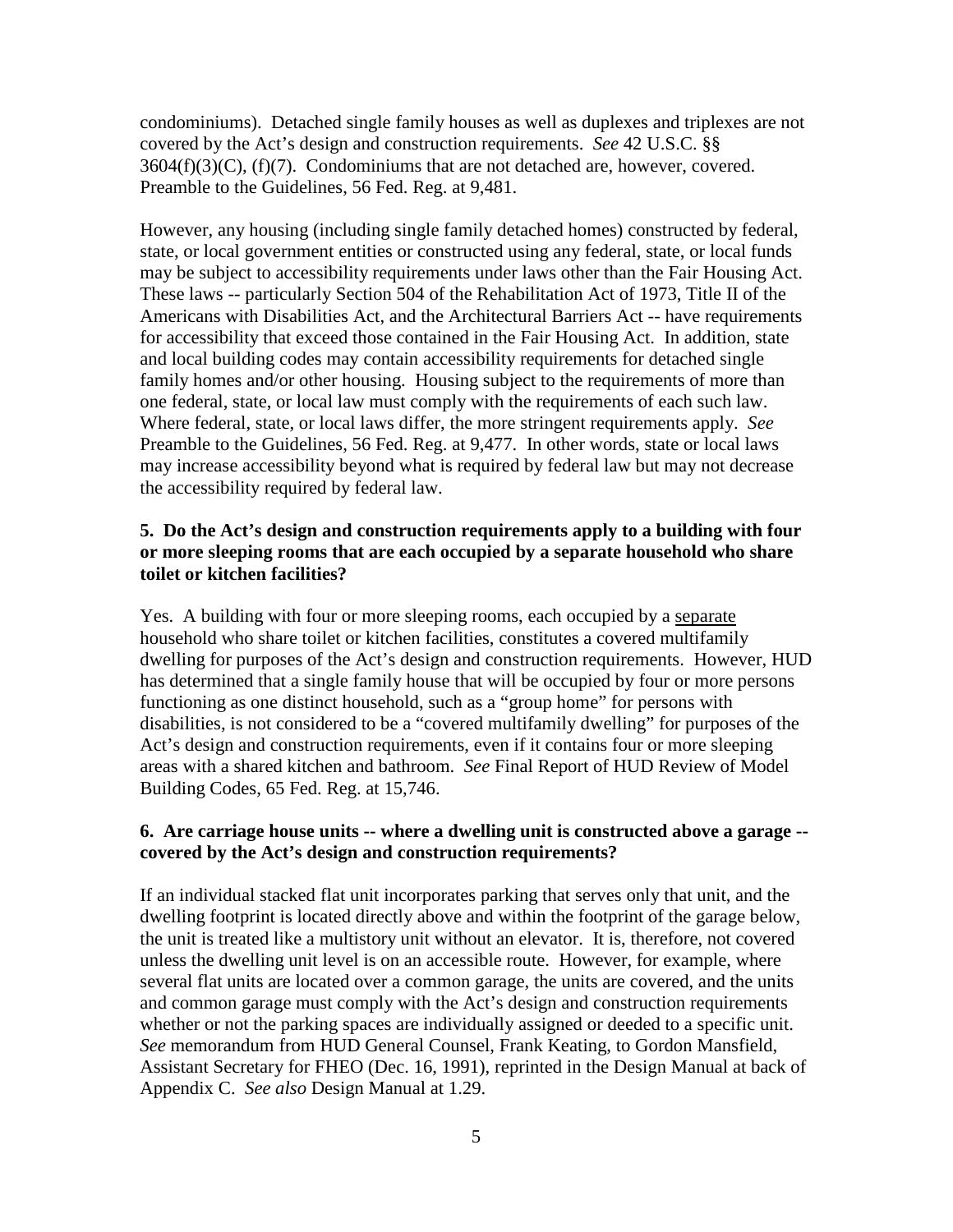condominiums). Detached single family houses as well as duplexes and triplexes are not covered by the Act's design and construction requirements. *See* 42 U.S.C. §§ 3604(f)(3)(C), (f)(7). Condominiums that are not detached are, however, covered. Preamble to the Guidelines, 56 Fed. Reg. at 9,481.

However, any housing (including single family detached homes) constructed by federal, state, or local government entities or constructed using any federal, state, or local funds may be subject to accessibility requirements under laws other than the Fair Housing Act. These laws -- particularly Section 504 of the Rehabilitation Act of 1973, Title II of the Americans with Disabilities Act, and the Architectural Barriers Act -- have requirements for accessibility that exceed those contained in the Fair Housing Act. In addition, state and local building codes may contain accessibility requirements for detached single family homes and/or other housing. Housing subject to the requirements of more than one federal, state, or local law must comply with the requirements of each such law. Where federal, state, or local laws differ, the more stringent requirements apply. *See* Preamble to the Guidelines, 56 Fed. Reg. at 9,477. In other words, state or local laws may increase accessibility beyond what is required by federal law but may not decrease the accessibility required by federal law.

**5. Do the Act's design and construction requirements apply to a building with four or more sleeping rooms that are each occupied by a separate household who share toilet or kitchen facilities?**

Yes. A building with four or more sleeping rooms, each occupied by a separate household who share toilet or kitchen facilities, constitutes a covered multifamily dwelling for purposes of the Act's design and construction requirements. However, HUD has determined that a single family house that will be occupied by four or more persons functioning as one distinct household, such as a "group home" for persons with disabilities, is not considered to be a "covered multifamily dwelling" for purposes of the Act's design and construction requirements, even if it contains four or more sleeping areas with a shared kitchen and bathroom. *See* Final Report of HUD Review of Model Building Codes, 65 Fed. Reg. at 15,746.

**6. Are carriage house units -- where a dwelling unit is constructed above a garage -- covered by the Act's design and construction requirements?**

If an individual stacked flat unit incorporates parking that serves only that unit, and the dwelling footprint is located directly above and within the footprint of the garage below, the unit is treated like a multistory unit without an elevator. It is, therefore, not covered unless the dwelling unit level is on an accessible route. However, for example, where several flat units are located over a common garage, the units are covered, and the units and common garage must comply with the Act's design and construction requirements whether or not the parking spaces are individually assigned or deeded to a specific unit. *See* memorandum from HUD General Counsel, Frank Keating, to Gordon Mansfield, Assistant Secretary for FHEO (Dec. 16, 1991), reprinted in the Design Manual at back of Appendix C. *See also* Design Manual at 1.29.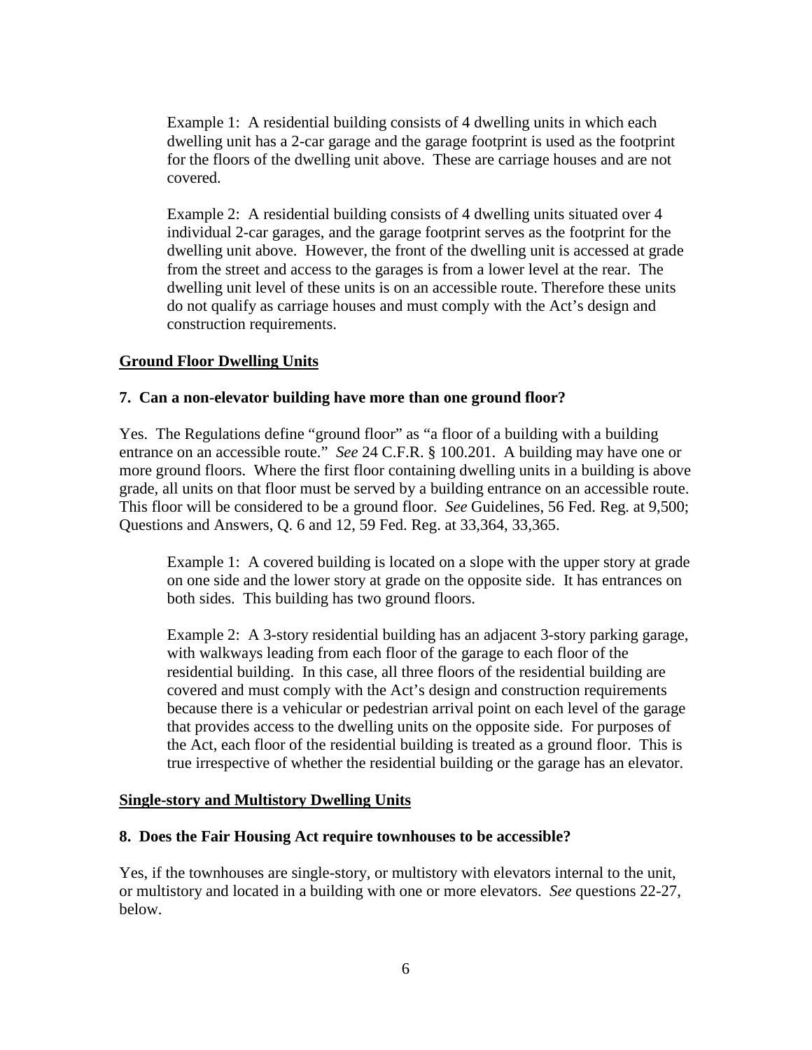Example 1: A residential building consists of 4 dwelling units in which each dwelling unit has a 2-car garage and the garage footprint is used as the footprint for the floors of the dwelling unit above. These are carriage houses and are not covered.

Example 2: A residential building consists of 4 dwelling units situated over 4 individual 2-car garages, and the garage footprint serves as the footprint for the dwelling unit above. However, the front of the dwelling unit is accessed at grade from the street and access to the garages is from a lower level at the rear. The dwelling unit level of these units is on an accessible route. Therefore these units do not qualify as carriage houses and must comply with the Act's design and construction requirements.

## Ground Floor Dwelling Units

**7. Can a non-elevator building have more than one ground floor?**

Yes. The Regulations define "ground floor" as "a floor of a building with a building entrance on an accessible route." *See* 24 C.F.R. § 100.201. A building may have one or more ground floors. Where the first floor containing dwelling units in a building is above grade, all units on that floor must be served by a building entrance on an accessible route. This floor will be considered to be a ground floor. *See* Guidelines, 56 Fed. Reg. at 9,500; Questions and Answers, Q. 6 and 12, 59 Fed. Reg. at 33,364, 33,365.

Example 1: A covered building is located on a slope with the upper story at grade on one side and the lower story at grade on the opposite side. It has entrances on both sides. This building has two ground floors.

Example 2: A 3-story residential building has an adjacent 3-story parking garage, with walkways leading from each floor of the garage to each floor of the residential building. In this case, all three floors of the residential building are covered and must comply with the Act's design and construction requirements because there is a vehicular or pedestrian arrival point on each level of the garage that provides access to the dwelling units on the opposite side. For purposes of the Act, each floor of the residential building is treated as a ground floor. This is true irrespective of whether the residential building or the garage has an elevator.

## Single-story and Multistory Dwelling Units

**8. Does the Fair Housing Act require townhouses to be accessible?**

Yes, if the townhouses are single-story, or multistory with elevators internal to the unit, or multistory and located in a building with one or more elevators. *See* questions 22-27, below.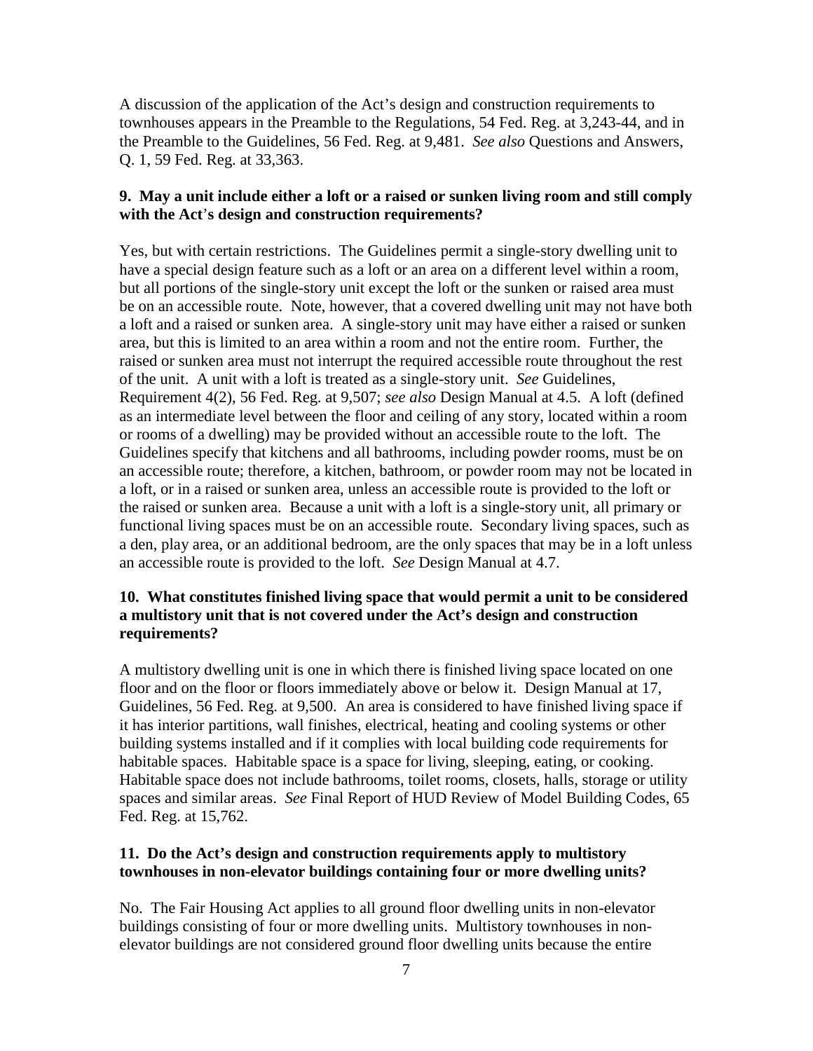A discussion of the application of the Act's design and construction requirements to townhouses appears in the Preamble to the Regulations, 54 Fed. Reg. at 3,243-44, and in the Preamble to the Guidelines, 56 Fed. Reg. at 9,481. *See also* Questions and Answers, Q. 1, 59 Fed. Reg. at 33,363.

### 9. May a unit include either a loft or a raised or sunken living room and still comply with the Act's design and construction requirements?

Yes, but with certain restrictions. The Guidelines permit a single-story dwelling unit to have a special design feature such as a loft or an area on a different level within a room, but all portions of the single-story unit except the loft or the sunken or raised area must be on an accessible route. Note, however, that a covered dwelling unit may not have both a loft and a raised or sunken area. A single-story unit may have either a raised or sunken area, but this is limited to an area within a room and not the entire room. Further, the raised or sunken area must not interrupt the required accessible route throughout the rest of the unit. A unit with a loft is treated as a single-story unit. *See* Guidelines, Requirement 4(2), 56 Fed. Reg. at 9,507; *see also* Design Manual at 4.5. A loft (defined as an intermediate level between the floor and ceiling of any story, located within a room or rooms of a dwelling) may be provided without an accessible route to the loft. The Guidelines specify that kitchens and all bathrooms, including powder rooms, must be on an accessible route; therefore, a kitchen, bathroom, or powder room may not be located in a loft, or in a raised or sunken area, unless an accessible route is provided to the loft or the raised or sunken area. Because a unit with a loft is a single-story unit, all primary or functional living spaces must be on an accessible route. Secondary living spaces, such as a den, play area, or an additional bedroom, are the only spaces that may be in a loft unless an accessible route is provided to the loft. *See* Design Manual at 4.7.

### 10. What constitutes finished living space that would permit a unit to be considered a multistory unit that is not covered under the Act's design and construction requirements?

A multistory dwelling unit is one in which there is finished living space located on one floor and on the floor or floors immediately above or below it. Design Manual at 17, Guidelines, 56 Fed. Reg. at 9,500. An area is considered to have finished living space if it has interior partitions, wall finishes, electrical, heating and cooling systems or other building systems installed and if it complies with local building code requirements for habitable spaces. Habitable space is a space for living, sleeping, eating, or cooking. Habitable space does not include bathrooms, toilet rooms, closets, halls, storage or utility spaces and similar areas. *See* Final Report of HUD Review of Model Building Codes, 65 Fed. Reg. at 15,762.

### 11. Do the Act's design and construction requirements apply to multistory townhouses in non-elevator buildings containing four or more dwelling units?

No. The Fair Housing Act applies to all ground floor dwelling units in non-elevator buildings consisting of four or more dwelling units. Multistory townhouses in non-elevator buildings are not considered ground floor dwelling units because the entire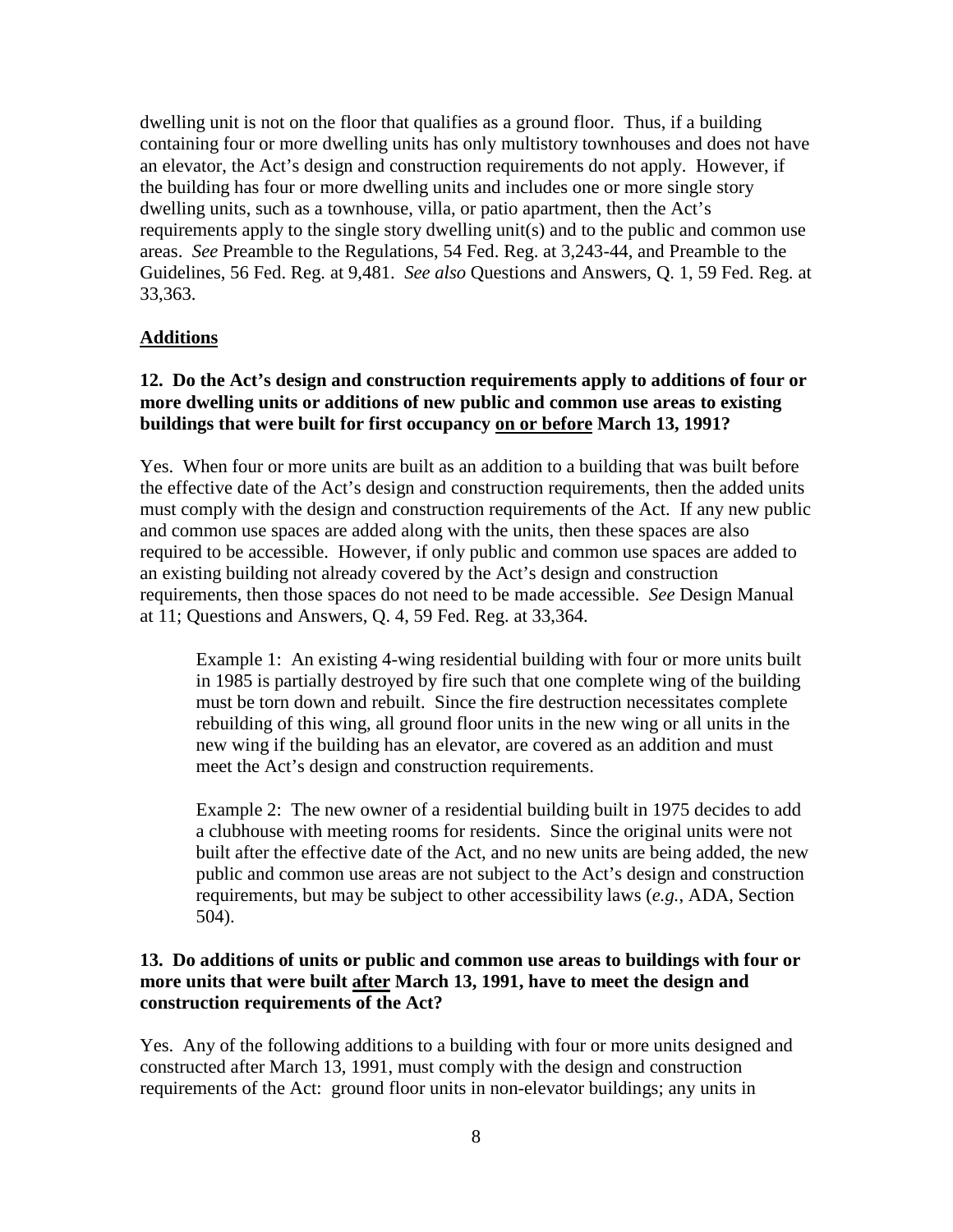dwelling unit is not on the floor that qualifies as a ground floor. Thus, if a building containing four or more dwelling units has only multistory townhouses and does not have an elevator, the Act's design and construction requirements do not apply. However, if the building has four or more dwelling units and includes one or more single story dwelling units, such as a townhouse, villa, or patio apartment, then the Act's requirements apply to the single story dwelling unit(s) and to the public and common use areas. *See* Preamble to the Regulations, 54 Fed. Reg. at 3,243-44, and Preamble to the Guidelines, 56 Fed. Reg. at 9,481. *See also* Questions and Answers, Q. 1, 59 Fed. Reg. at 33,363.

## Additions

### 12. Do the Act's design and construction requirements apply to additions of four or more dwelling units or additions of new public and common use areas to existing buildings that were built for first occupancy <u>on or before</u> March 13, 1991?

Yes. When four or more units are built as an addition to a building that was built before the effective date of the Act's design and construction requirements, then the added units must comply with the design and construction requirements of the Act. If any new public and common use spaces are added along with the units, then these spaces are also required to be accessible. However, if only public and common use spaces are added to an existing building not already covered by the Act's design and construction requirements, then those spaces do not need to be made accessible. *See* Design Manual at 11; Questions and Answers, Q. 4, 59 Fed. Reg. at 33,364.

> Example 1: An existing 4-wing residential building with four or more units built in 1985 is partially destroyed by fire such that one complete wing of the building must be torn down and rebuilt. Since the fire destruction necessitates complete rebuilding of this wing, all ground floor units in the new wing or all units in the new wing if the building has an elevator, are covered as an addition and must meet the Act's design and construction requirements.
>
> Example 2: The new owner of a residential building built in 1975 decides to add a clubhouse with meeting rooms for residents. Since the original units were not built after the effective date of the Act, and no new units are being added, the new public and common use areas are not subject to the Act's design and construction requirements, but may be subject to other accessibility laws (*e.g.*, ADA, Section 504).

### 13. Do additions of units or public and common use areas to buildings with four or more units that were built <u>after</u> March 13, 1991, have to meet the design and construction requirements of the Act?

Yes. Any of the following additions to a building with four or more units designed and constructed after March 13, 1991, must comply with the design and construction requirements of the Act: ground floor units in non-elevator buildings; any units in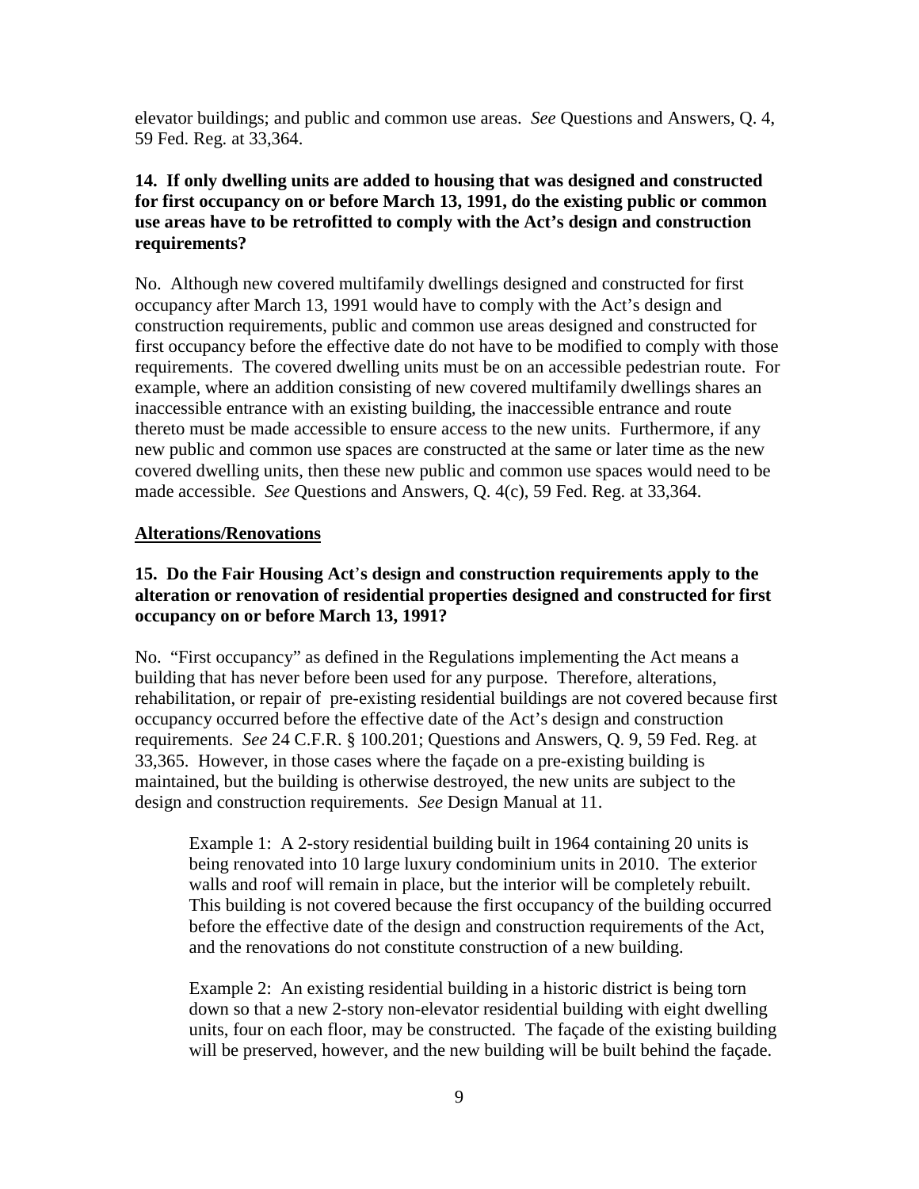elevator buildings; and public and common use areas. *See* Questions and Answers, Q. 4, 59 Fed. Reg. at 33,364.

**14. If only dwelling units are added to housing that was designed and constructed for first occupancy on or before March 13, 1991, do the existing public or common use areas have to be retrofitted to comply with the Act's design and construction requirements?**

No. Although new covered multifamily dwellings designed and constructed for first occupancy after March 13, 1991 would have to comply with the Act's design and construction requirements, public and common use areas designed and constructed for first occupancy before the effective date do not have to be modified to comply with those requirements. The covered dwelling units must be on an accessible pedestrian route. For example, where an addition consisting of new covered multifamily dwellings shares an inaccessible entrance with an existing building, the inaccessible entrance and route thereto must be made accessible to ensure access to the new units. Furthermore, if any new public and common use spaces are constructed at the same or later time as the new covered dwelling units, then these new public and common use spaces would need to be made accessible. *See* Questions and Answers, Q. 4(c), 59 Fed. Reg. at 33,364.

## Alterations/Renovations

**15. Do the Fair Housing Act's design and construction requirements apply to the alteration or renovation of residential properties designed and constructed for first occupancy on or before March 13, 1991?**

No. "First occupancy" as defined in the Regulations implementing the Act means a building that has never before been used for any purpose. Therefore, alterations, rehabilitation, or repair of pre-existing residential buildings are not covered because first occupancy occurred before the effective date of the Act's design and construction requirements. *See* 24 C.F.R. § 100.201; Questions and Answers, Q. 9, 59 Fed. Reg. at 33,365. However, in those cases where the façade on a pre-existing building is maintained, but the building is otherwise destroyed, the new units are subject to the design and construction requirements. *See* Design Manual at 11.

> Example 1: A 2-story residential building built in 1964 containing 20 units is being renovated into 10 large luxury condominium units in 2010. The exterior walls and roof will remain in place, but the interior will be completely rebuilt. This building is not covered because the first occupancy of the building occurred before the effective date of the design and construction requirements of the Act, and the renovations do not constitute construction of a new building.
>
> Example 2: An existing residential building in a historic district is being torn down so that a new 2-story non-elevator residential building with eight dwelling units, four on each floor, may be constructed. The façade of the existing building will be preserved, however, and the new building will be built behind the façade.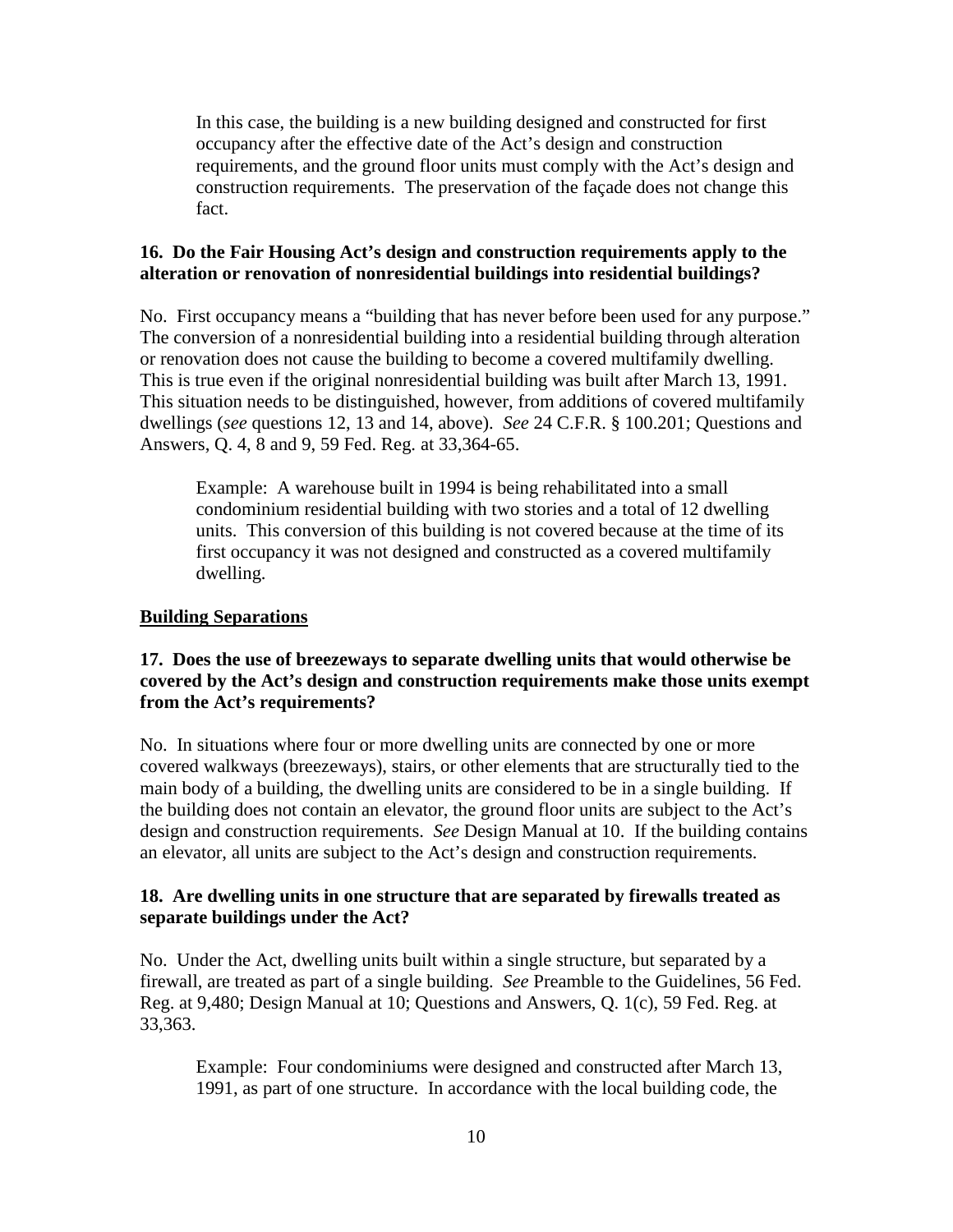In this case, the building is a new building designed and constructed for first occupancy after the effective date of the Act's design and construction requirements, and the ground floor units must comply with the Act's design and construction requirements. The preservation of the façade does not change this fact.

**16. Do the Fair Housing Act's design and construction requirements apply to the alteration or renovation of nonresidential buildings into residential buildings?**

No. First occupancy means a "building that has never before been used for any purpose." The conversion of a nonresidential building into a residential building through alteration or renovation does not cause the building to become a covered multifamily dwelling. This is true even if the original nonresidential building was built after March 13, 1991. This situation needs to be distinguished, however, from additions of covered multifamily dwellings (*see* questions 12, 13 and 14, above). *See* 24 C.F.R. § 100.201; Questions and Answers, Q. 4, 8 and 9, 59 Fed. Reg. at 33,364-65.

Example: A warehouse built in 1994 is being rehabilitated into a small condominium residential building with two stories and a total of 12 dwelling units. This conversion of this building is not covered because at the time of its first occupancy it was not designed and constructed as a covered multifamily dwelling.

## **Building Separations**

**17. Does the use of breezeways to separate dwelling units that would otherwise be covered by the Act's design and construction requirements make those units exempt from the Act's requirements?**

No. In situations where four or more dwelling units are connected by one or more covered walkways (breezeways), stairs, or other elements that are structurally tied to the main body of a building, the dwelling units are considered to be in a single building. If the building does not contain an elevator, the ground floor units are subject to the Act's design and construction requirements. *See* Design Manual at 10. If the building contains an elevator, all units are subject to the Act's design and construction requirements.

**18. Are dwelling units in one structure that are separated by firewalls treated as separate buildings under the Act?**

No. Under the Act, dwelling units built within a single structure, but separated by a firewall, are treated as part of a single building. *See* Preamble to the Guidelines, 56 Fed. Reg. at 9,480; Design Manual at 10; Questions and Answers, Q. 1(c), 59 Fed. Reg. at 33,363.

Example: Four condominiums were designed and constructed after March 13, 1991, as part of one structure. In accordance with the local building code, the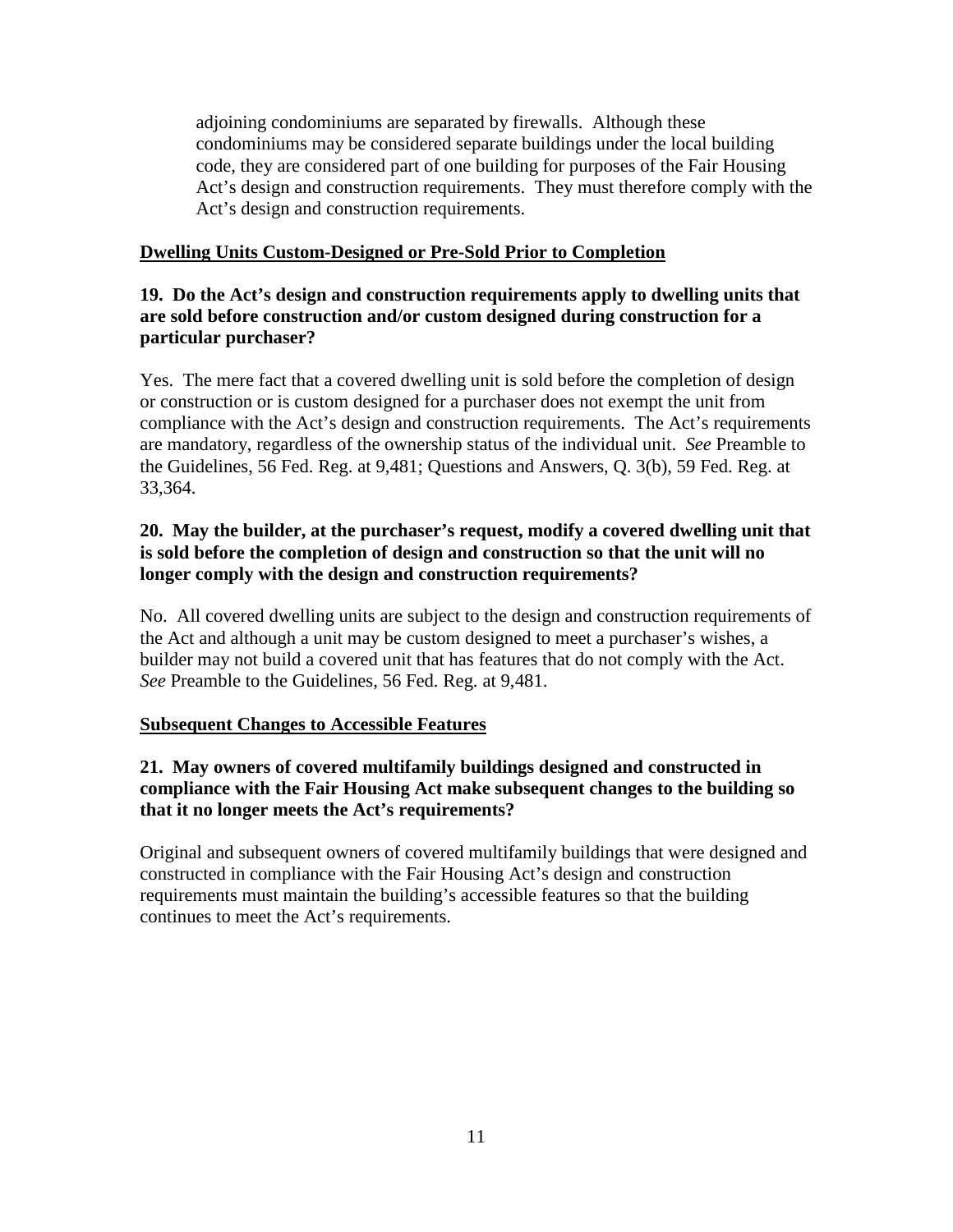adjoining condominiums are separated by firewalls. Although these condominiums may be considered separate buildings under the local building code, they are considered part of one building for purposes of the Fair Housing Act's design and construction requirements. They must therefore comply with the Act's design and construction requirements.

## Dwelling Units Custom-Designed or Pre-Sold Prior to Completion

### 19. Do the Act's design and construction requirements apply to dwelling units that are sold before construction and/or custom designed during construction for a particular purchaser?

Yes. The mere fact that a covered dwelling unit is sold before the completion of design or construction or is custom designed for a purchaser does not exempt the unit from compliance with the Act's design and construction requirements. The Act's requirements are mandatory, regardless of the ownership status of the individual unit. *See* Preamble to the Guidelines, 56 Fed. Reg. at 9,481; Questions and Answers, Q. 3(b), 59 Fed. Reg. at 33,364.

### 20. May the builder, at the purchaser's request, modify a covered dwelling unit that is sold before the completion of design and construction so that the unit will no longer comply with the design and construction requirements?

No. All covered dwelling units are subject to the design and construction requirements of the Act and although a unit may be custom designed to meet a purchaser's wishes, a builder may not build a covered unit that has features that do not comply with the Act. *See* Preamble to the Guidelines, 56 Fed. Reg. at 9,481.

## Subsequent Changes to Accessible Features

### 21. May owners of covered multifamily buildings designed and constructed in compliance with the Fair Housing Act make subsequent changes to the building so that it no longer meets the Act's requirements?

Original and subsequent owners of covered multifamily buildings that were designed and constructed in compliance with the Fair Housing Act's design and construction requirements must maintain the building's accessible features so that the building continues to meet the Act's requirements.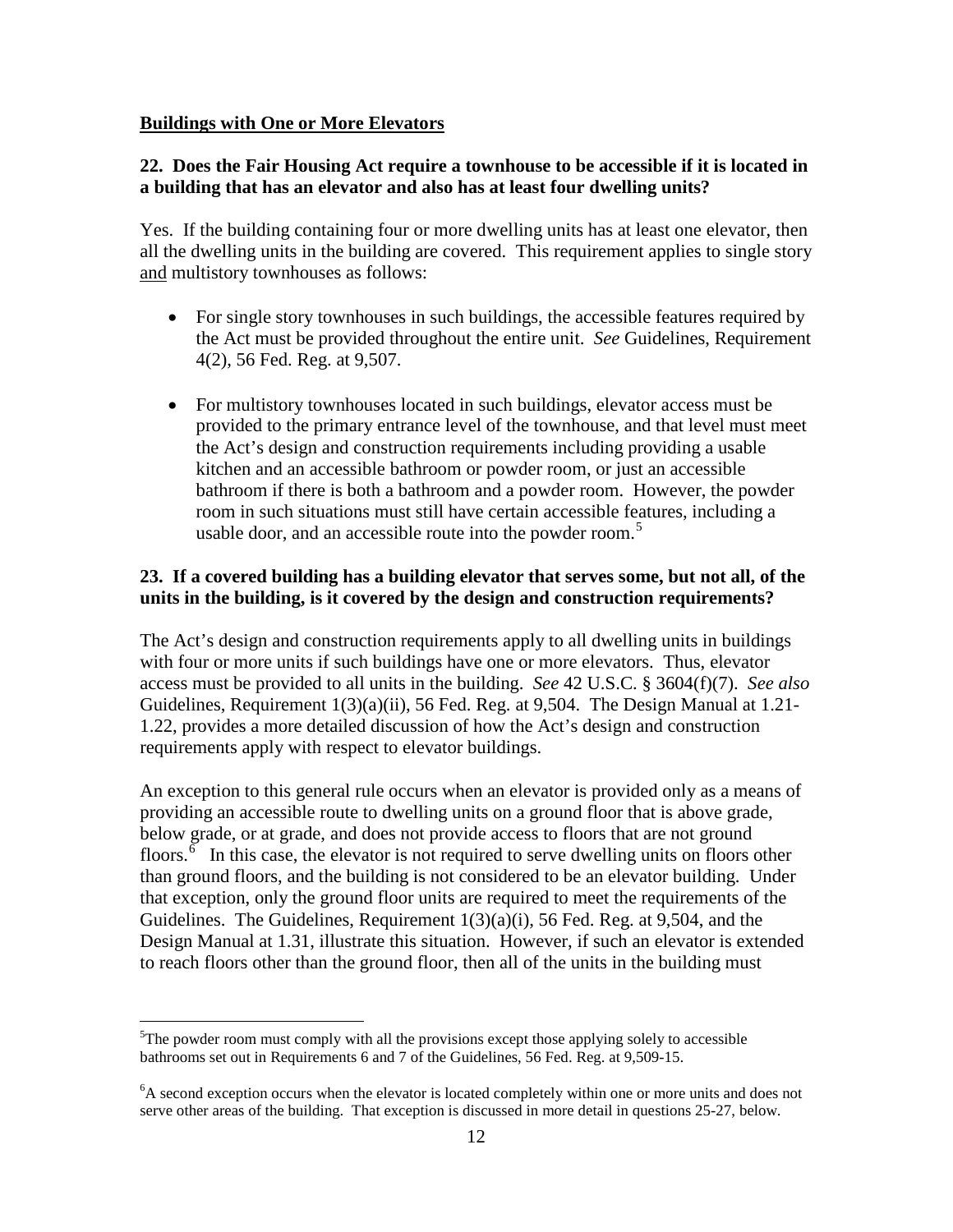**Buildings with One or More Elevators**

**22. Does the Fair Housing Act require a townhouse to be accessible if it is located in a building that has an elevator and also has at least four dwelling units?**

Yes. If the building containing four or more dwelling units has at least one elevator, then all the dwelling units in the building are covered. This requirement applies to single story and multistory townhouses as follows:

- For single story townhouses in such buildings, the accessible features required by the Act must be provided throughout the entire unit. *See* Guidelines, Requirement 4(2), 56 Fed. Reg. at 9,507.
- For multistory townhouses located in such buildings, elevator access must be provided to the primary entrance level of the townhouse, and that level must meet the Act's design and construction requirements including providing a usable kitchen and an accessible bathroom or powder room, or just an accessible bathroom if there is both a bathroom and a powder room. However, the powder room in such situations must still have certain accessible features, including a usable door, and an accessible route into the powder room.[5]

**23. If a covered building has a building elevator that serves some, but not all, of the units in the building, is it covered by the design and construction requirements?**

The Act's design and construction requirements apply to all dwelling units in buildings with four or more units if such buildings have one or more elevators. Thus, elevator access must be provided to all units in the building. *See* 42 U.S.C. § 3604(f)(7). *See also* Guidelines, Requirement 1(3)(a)(ii), 56 Fed. Reg. at 9,504. The Design Manual at 1.21-1.22, provides a more detailed discussion of how the Act's design and construction requirements apply with respect to elevator buildings.

An exception to this general rule occurs when an elevator is provided only as a means of providing an accessible route to dwelling units on a ground floor that is above grade, below grade, or at grade, and does not provide access to floors that are not ground floors.[6] In this case, the elevator is not required to serve dwelling units on floors other than ground floors, and the building is not considered to be an elevator building. Under that exception, only the ground floor units are required to meet the requirements of the Guidelines. The Guidelines, Requirement 1(3)(a)(i), 56 Fed. Reg. at 9,504, and the Design Manual at 1.31, illustrate this situation. However, if such an elevator is extended to reach floors other than the ground floor, then all of the units in the building must

---

[5]The powder room must comply with all the provisions except those applying solely to accessible bathrooms set out in Requirements 6 and 7 of the Guidelines, 56 Fed. Reg. at 9,509-15.

[6]A second exception occurs when the elevator is located completely within one or more units and does not serve other areas of the building. That exception is discussed in more detail in questions 25-27, below.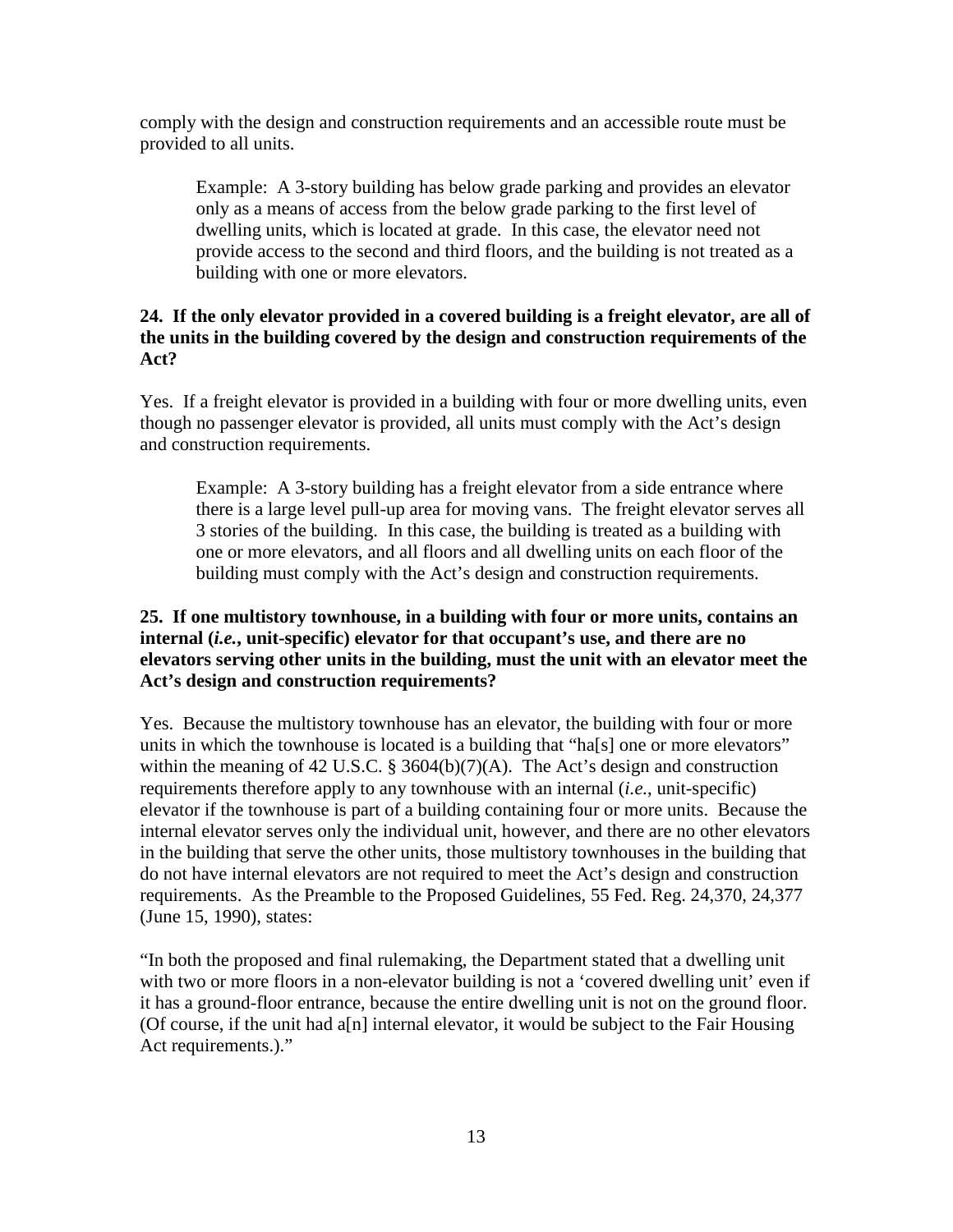comply with the design and construction requirements and an accessible route must be provided to all units.

> Example: A 3-story building has below grade parking and provides an elevator only as a means of access from the below grade parking to the first level of dwelling units, which is located at grade. In this case, the elevator need not provide access to the second and third floors, and the building is not treated as a building with one or more elevators.

**24. If the only elevator provided in a covered building is a freight elevator, are all of the units in the building covered by the design and construction requirements of the Act?**

Yes. If a freight elevator is provided in a building with four or more dwelling units, even though no passenger elevator is provided, all units must comply with the Act's design and construction requirements.

> Example: A 3-story building has a freight elevator from a side entrance where there is a large level pull-up area for moving vans. The freight elevator serves all 3 stories of the building. In this case, the building is treated as a building with one or more elevators, and all floors and all dwelling units on each floor of the building must comply with the Act's design and construction requirements.

**25. If one multistory townhouse, in a building with four or more units, contains an internal (*i.e.*, unit-specific) elevator for that occupant's use, and there are no elevators serving other units in the building, must the unit with an elevator meet the Act's design and construction requirements?**

Yes. Because the multistory townhouse has an elevator, the building with four or more units in which the townhouse is located is a building that "ha[s] one or more elevators" within the meaning of 42 U.S.C. § 3604(b)(7)(A). The Act's design and construction requirements therefore apply to any townhouse with an internal (*i.e.*, unit-specific) elevator if the townhouse is part of a building containing four or more units. Because the internal elevator serves only the individual unit, however, and there are no other elevators in the building that serve the other units, those multistory townhouses in the building that do not have internal elevators are not required to meet the Act's design and construction requirements. As the Preamble to the Proposed Guidelines, 55 Fed. Reg. 24,370, 24,377 (June 15, 1990), states:

"In both the proposed and final rulemaking, the Department stated that a dwelling unit with two or more floors in a non-elevator building is not a 'covered dwelling unit' even if it has a ground-floor entrance, because the entire dwelling unit is not on the ground floor. (Of course, if the unit had a[n] internal elevator, it would be subject to the Fair Housing Act requirements.)."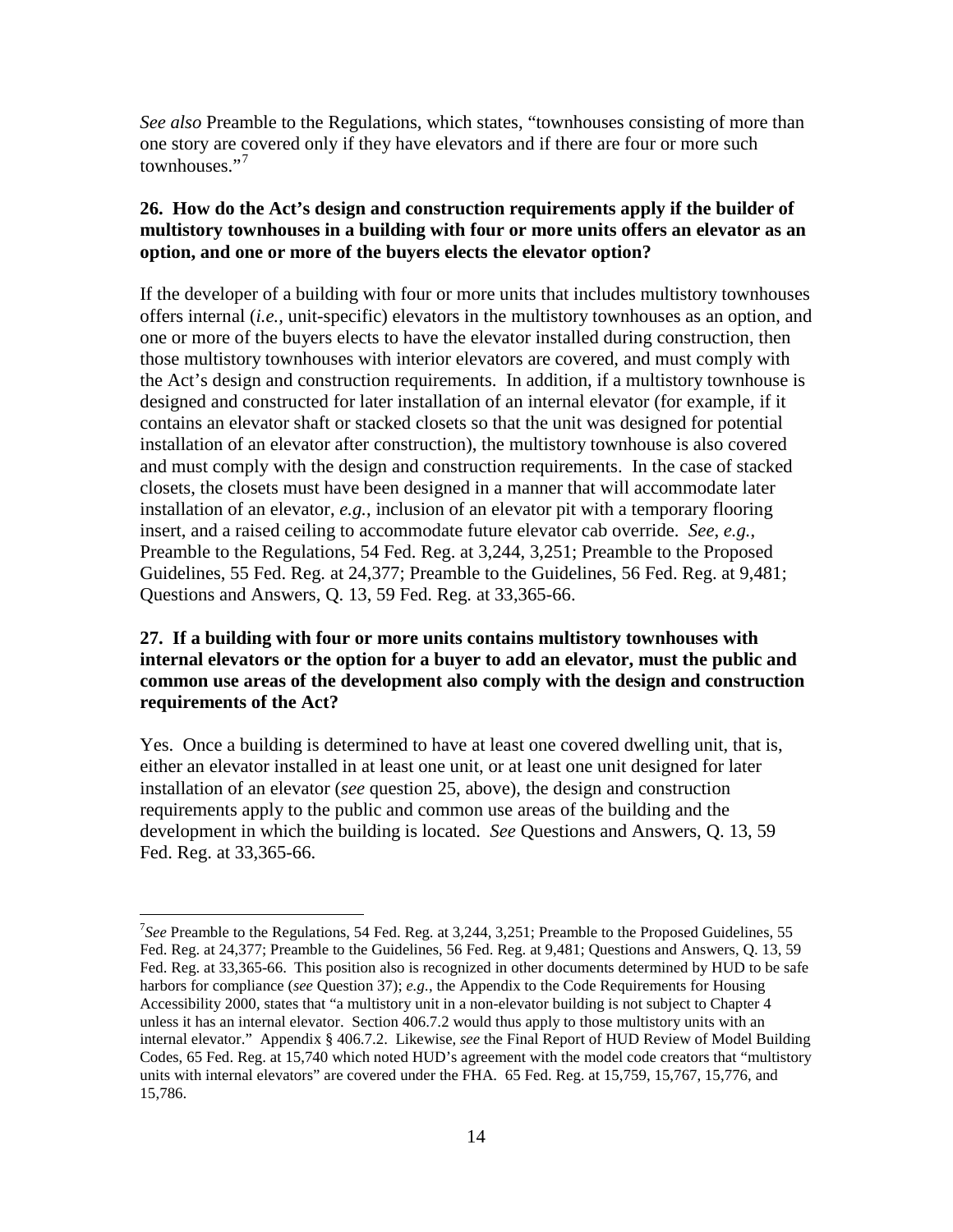*See also* Preamble to the Regulations, which states, "townhouses consisting of more than one story are covered only if they have elevators and if there are four or more such townhouses."[7]

**26. How do the Act's design and construction requirements apply if the builder of multistory townhouses in a building with four or more units offers an elevator as an option, and one or more of the buyers elects the elevator option?**

If the developer of a building with four or more units that includes multistory townhouses offers internal (*i.e.*, unit-specific) elevators in the multistory townhouses as an option, and one or more of the buyers elects to have the elevator installed during construction, then those multistory townhouses with interior elevators are covered, and must comply with the Act's design and construction requirements. In addition, if a multistory townhouse is designed and constructed for later installation of an internal elevator (for example, if it contains an elevator shaft or stacked closets so that the unit was designed for potential installation of an elevator after construction), the multistory townhouse is also covered and must comply with the design and construction requirements. In the case of stacked closets, the closets must have been designed in a manner that will accommodate later installation of an elevator, *e.g.*, inclusion of an elevator pit with a temporary flooring insert, and a raised ceiling to accommodate future elevator cab override. *See*, *e.g.*, Preamble to the Regulations, 54 Fed. Reg. at 3,244, 3,251; Preamble to the Proposed Guidelines, 55 Fed. Reg. at 24,377; Preamble to the Guidelines, 56 Fed. Reg. at 9,481; Questions and Answers, Q. 13, 59 Fed. Reg. at 33,365-66.

**27. If a building with four or more units contains multistory townhouses with internal elevators or the option for a buyer to add an elevator, must the public and common use areas of the development also comply with the design and construction requirements of the Act?**

Yes. Once a building is determined to have at least one covered dwelling unit, that is, either an elevator installed in at least one unit, or at least one unit designed for later installation of an elevator (*see* question 25, above), the design and construction requirements apply to the public and common use areas of the building and the development in which the building is located. *See* Questions and Answers, Q. 13, 59 Fed. Reg. at 33,365-66.

---

[7] *See* Preamble to the Regulations, 54 Fed. Reg. at 3,244, 3,251; Preamble to the Proposed Guidelines, 55 Fed. Reg. at 24,377; Preamble to the Guidelines, 56 Fed. Reg. at 9,481; Questions and Answers, Q. 13, 59 Fed. Reg. at 33,365-66. This position also is recognized in other documents determined by HUD to be safe harbors for compliance (*see* Question 37); *e.g.*, the Appendix to the Code Requirements for Housing Accessibility 2000, states that "a multistory unit in a non-elevator building is not subject to Chapter 4 unless it has an internal elevator. Section 406.7.2 would thus apply to those multistory units with an internal elevator." Appendix § 406.7.2. Likewise, *see* the Final Report of HUD Review of Model Building Codes, 65 Fed. Reg. at 15,740 which noted HUD's agreement with the model code creators that "multistory units with internal elevators" are covered under the FHA. 65 Fed. Reg. at 15,759, 15,767, 15,776, and 15,786.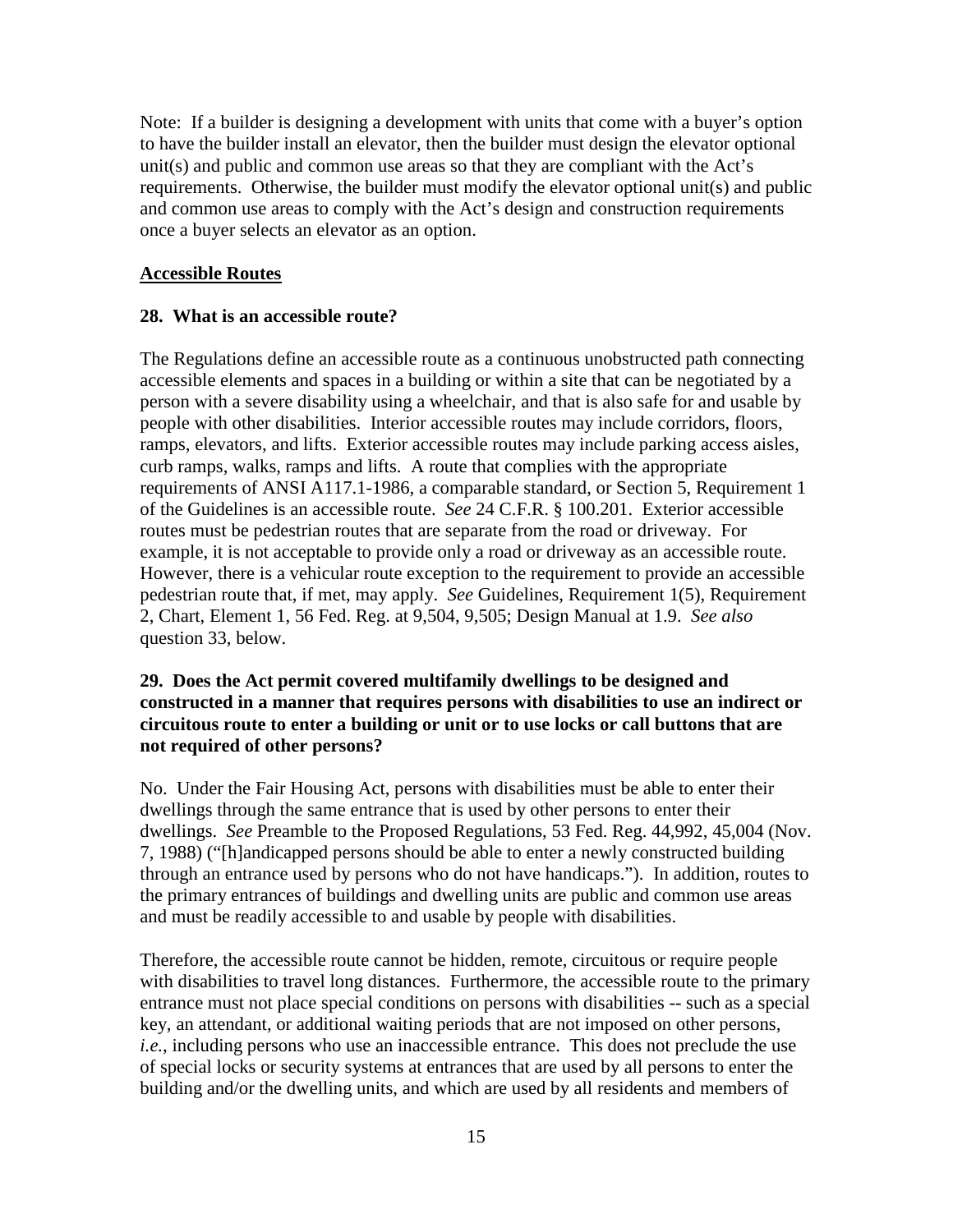Note: If a builder is designing a development with units that come with a buyer's option to have the builder install an elevator, then the builder must design the elevator optional unit(s) and public and common use areas so that they are compliant with the Act's requirements. Otherwise, the builder must modify the elevator optional unit(s) and public and common use areas to comply with the Act's design and construction requirements once a buyer selects an elevator as an option.

## Accessible Routes

### 28. What is an accessible route?

The Regulations define an accessible route as a continuous unobstructed path connecting accessible elements and spaces in a building or within a site that can be negotiated by a person with a severe disability using a wheelchair, and that is also safe for and usable by people with other disabilities. Interior accessible routes may include corridors, floors, ramps, elevators, and lifts. Exterior accessible routes may include parking access aisles, curb ramps, walks, ramps and lifts. A route that complies with the appropriate requirements of ANSI A117.1-1986, a comparable standard, or Section 5, Requirement 1 of the Guidelines is an accessible route. *See* 24 C.F.R. § 100.201. Exterior accessible routes must be pedestrian routes that are separate from the road or driveway. For example, it is not acceptable to provide only a road or driveway as an accessible route. However, there is a vehicular route exception to the requirement to provide an accessible pedestrian route that, if met, may apply. *See* Guidelines, Requirement 1(5), Requirement 2, Chart, Element 1, 56 Fed. Reg. at 9,504, 9,505; Design Manual at 1.9. *See also* question 33, below.

### 29. Does the Act permit covered multifamily dwellings to be designed and constructed in a manner that requires persons with disabilities to use an indirect or circuitous route to enter a building or unit or to use locks or call buttons that are not required of other persons?

No. Under the Fair Housing Act, persons with disabilities must be able to enter their dwellings through the same entrance that is used by other persons to enter their dwellings. *See* Preamble to the Proposed Regulations, 53 Fed. Reg. 44,992, 45,004 (Nov. 7, 1988) ("[h]andicapped persons should be able to enter a newly constructed building through an entrance used by persons who do not have handicaps."). In addition, routes to the primary entrances of buildings and dwelling units are public and common use areas and must be readily accessible to and usable by people with disabilities.

Therefore, the accessible route cannot be hidden, remote, circuitous or require people with disabilities to travel long distances. Furthermore, the accessible route to the primary entrance must not place special conditions on persons with disabilities -- such as a special key, an attendant, or additional waiting periods that are not imposed on other persons, *i.e.*, including persons who use an inaccessible entrance. This does not preclude the use of special locks or security systems at entrances that are used by all persons to enter the building and/or the dwelling units, and which are used by all residents and members of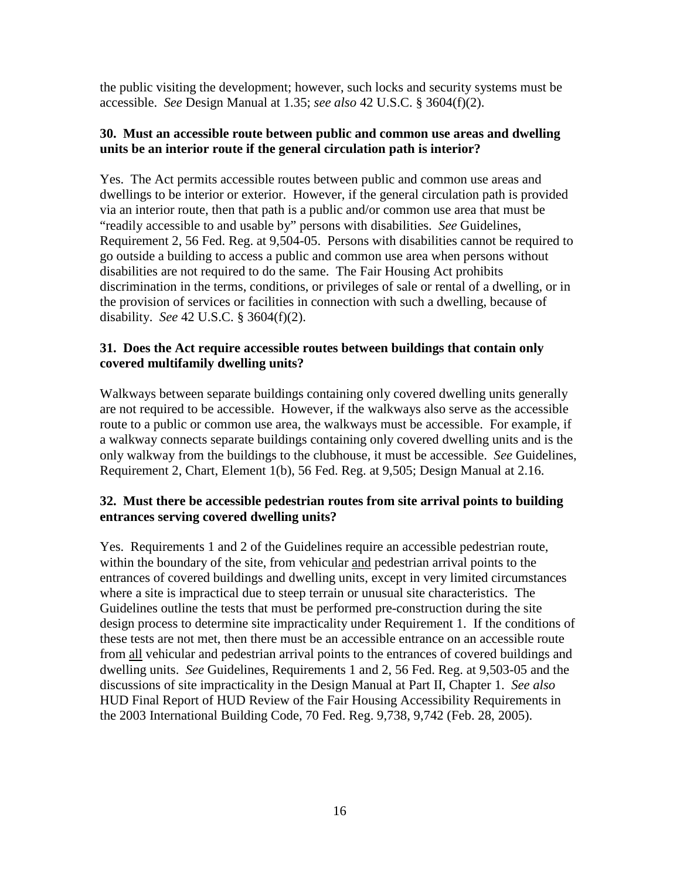the public visiting the development; however, such locks and security systems must be accessible. *See* Design Manual at 1.35; *see also* 42 U.S.C. § 3604(f)(2).

**30. Must an accessible route between public and common use areas and dwelling units be an interior route if the general circulation path is interior?**

Yes. The Act permits accessible routes between public and common use areas and dwellings to be interior or exterior. However, if the general circulation path is provided via an interior route, then that path is a public and/or common use area that must be "readily accessible to and usable by" persons with disabilities. *See* Guidelines, Requirement 2, 56 Fed. Reg. at 9,504-05. Persons with disabilities cannot be required to go outside a building to access a public and common use area when persons without disabilities are not required to do the same. The Fair Housing Act prohibits discrimination in the terms, conditions, or privileges of sale or rental of a dwelling, or in the provision of services or facilities in connection with such a dwelling, because of disability. *See* 42 U.S.C. § 3604(f)(2).

**31. Does the Act require accessible routes between buildings that contain only covered multifamily dwelling units?**

Walkways between separate buildings containing only covered dwelling units generally are not required to be accessible. However, if the walkways also serve as the accessible route to a public or common use area, the walkways must be accessible. For example, if a walkway connects separate buildings containing only covered dwelling units and is the only walkway from the buildings to the clubhouse, it must be accessible. *See* Guidelines, Requirement 2, Chart, Element 1(b), 56 Fed. Reg. at 9,505; Design Manual at 2.16.

**32. Must there be accessible pedestrian routes from site arrival points to building entrances serving covered dwelling units?**

Yes. Requirements 1 and 2 of the Guidelines require an accessible pedestrian route, within the boundary of the site, from vehicular <u>and</u> pedestrian arrival points to the entrances of covered buildings and dwelling units, except in very limited circumstances where a site is impractical due to steep terrain or unusual site characteristics. The Guidelines outline the tests that must be performed pre-construction during the site design process to determine site impracticality under Requirement 1. If the conditions of these tests are not met, then there must be an accessible entrance on an accessible route from <u>all</u> vehicular and pedestrian arrival points to the entrances of covered buildings and dwelling units. *See* Guidelines, Requirements 1 and 2, 56 Fed. Reg. at 9,503-05 and the discussions of site impracticality in the Design Manual at Part II, Chapter 1. *See also* HUD Final Report of HUD Review of the Fair Housing Accessibility Requirements in the 2003 International Building Code, 70 Fed. Reg. 9,738, 9,742 (Feb. 28, 2005).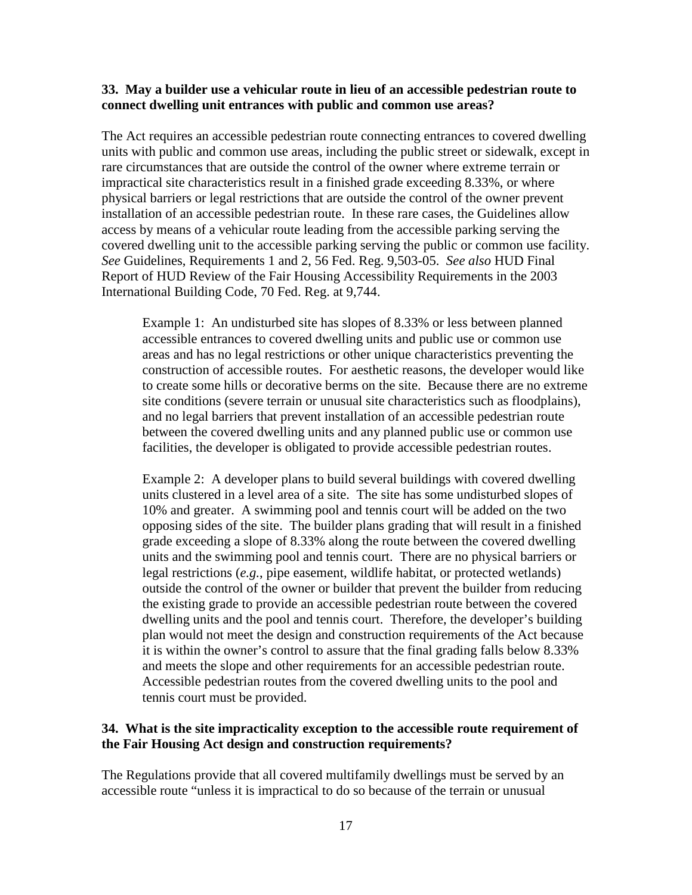**33. May a builder use a vehicular route in lieu of an accessible pedestrian route to connect dwelling unit entrances with public and common use areas?**

The Act requires an accessible pedestrian route connecting entrances to covered dwelling units with public and common use areas, including the public street or sidewalk, except in rare circumstances that are outside the control of the owner where extreme terrain or impractical site characteristics result in a finished grade exceeding 8.33%, or where physical barriers or legal restrictions that are outside the control of the owner prevent installation of an accessible pedestrian route. In these rare cases, the Guidelines allow access by means of a vehicular route leading from the accessible parking serving the covered dwelling unit to the accessible parking serving the public or common use facility. *See* Guidelines, Requirements 1 and 2, 56 Fed. Reg. 9,503-05. *See also* HUD Final Report of HUD Review of the Fair Housing Accessibility Requirements in the 2003 International Building Code, 70 Fed. Reg. at 9,744.

> Example 1: An undisturbed site has slopes of 8.33% or less between planned accessible entrances to covered dwelling units and public use or common use areas and has no legal restrictions or other unique characteristics preventing the construction of accessible routes. For aesthetic reasons, the developer would like to create some hills or decorative berms on the site. Because there are no extreme site conditions (severe terrain or unusual site characteristics such as floodplains), and no legal barriers that prevent installation of an accessible pedestrian route between the covered dwelling units and any planned public use or common use facilities, the developer is obligated to provide accessible pedestrian routes.
>
> Example 2: A developer plans to build several buildings with covered dwelling units clustered in a level area of a site. The site has some undisturbed slopes of 10% and greater. A swimming pool and tennis court will be added on the two opposing sides of the site. The builder plans grading that will result in a finished grade exceeding a slope of 8.33% along the route between the covered dwelling units and the swimming pool and tennis court. There are no physical barriers or legal restrictions (*e.g.*, pipe easement, wildlife habitat, or protected wetlands) outside the control of the owner or builder that prevent the builder from reducing the existing grade to provide an accessible pedestrian route between the covered dwelling units and the pool and tennis court. Therefore, the developer's building plan would not meet the design and construction requirements of the Act because it is within the owner's control to assure that the final grading falls below 8.33% and meets the slope and other requirements for an accessible pedestrian route. Accessible pedestrian routes from the covered dwelling units to the pool and tennis court must be provided.

**34. What is the site impracticality exception to the accessible route requirement of the Fair Housing Act design and construction requirements?**

The Regulations provide that all covered multifamily dwellings must be served by an accessible route "unless it is impractical to do so because of the terrain or unusual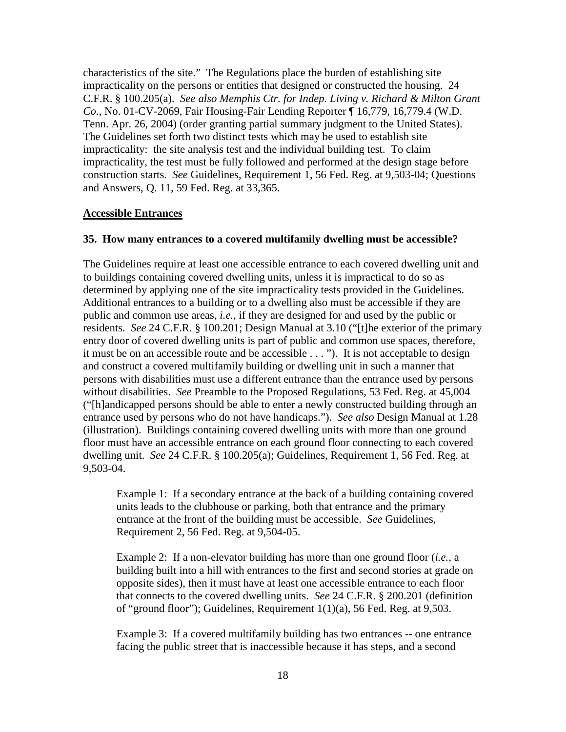characteristics of the site." The Regulations place the burden of establishing site impracticality on the persons or entities that designed or constructed the housing. 24 C.F.R. § 100.205(a). *See also Memphis Ctr. for Indep. Living v. Richard & Milton Grant Co.*, No. 01-CV-2069, Fair Housing-Fair Lending Reporter ¶ 16,779, 16,779.4 (W.D. Tenn. Apr. 26, 2004) (order granting partial summary judgment to the United States). The Guidelines set forth two distinct tests which may be used to establish site impracticality: the site analysis test and the individual building test. To claim impracticality, the test must be fully followed and performed at the design stage before construction starts. *See* Guidelines, Requirement 1, 56 Fed. Reg. at 9,503-04; Questions and Answers, Q. 11, 59 Fed. Reg. at 33,365.

## Accessible Entrances

### 35. How many entrances to a covered multifamily dwelling must be accessible?

The Guidelines require at least one accessible entrance to each covered dwelling unit and to buildings containing covered dwelling units, unless it is impractical to do so as determined by applying one of the site impracticality tests provided in the Guidelines. Additional entrances to a building or to a dwelling also must be accessible if they are public and common use areas, *i.e.*, if they are designed for and used by the public or residents. *See* 24 C.F.R. § 100.201; Design Manual at 3.10 ("[t]he exterior of the primary entry door of covered dwelling units is part of public and common use spaces, therefore, it must be on an accessible route and be accessible . . . "). It is not acceptable to design and construct a covered multifamily building or dwelling unit in such a manner that persons with disabilities must use a different entrance than the entrance used by persons without disabilities. *See* Preamble to the Proposed Regulations, 53 Fed. Reg. at 45,004 ("[h]andicapped persons should be able to enter a newly constructed building through an entrance used by persons who do not have handicaps."). *See also* Design Manual at 1.28 (illustration). Buildings containing covered dwelling units with more than one ground floor must have an accessible entrance on each ground floor connecting to each covered dwelling unit. *See* 24 C.F.R. § 100.205(a); Guidelines, Requirement 1, 56 Fed. Reg. at 9,503-04.

> Example 1: If a secondary entrance at the back of a building containing covered units leads to the clubhouse or parking, both that entrance and the primary entrance at the front of the building must be accessible. *See* Guidelines, Requirement 2, 56 Fed. Reg. at 9,504-05.
>
> Example 2: If a non-elevator building has more than one ground floor (*i.e.*, a building built into a hill with entrances to the first and second stories at grade on opposite sides), then it must have at least one accessible entrance to each floor that connects to the covered dwelling units. *See* 24 C.F.R. § 200.201 (definition of "ground floor"); Guidelines, Requirement 1(1)(a), 56 Fed. Reg. at 9,503.
>
> Example 3: If a covered multifamily building has two entrances -- one entrance facing the public street that is inaccessible because it has steps, and a second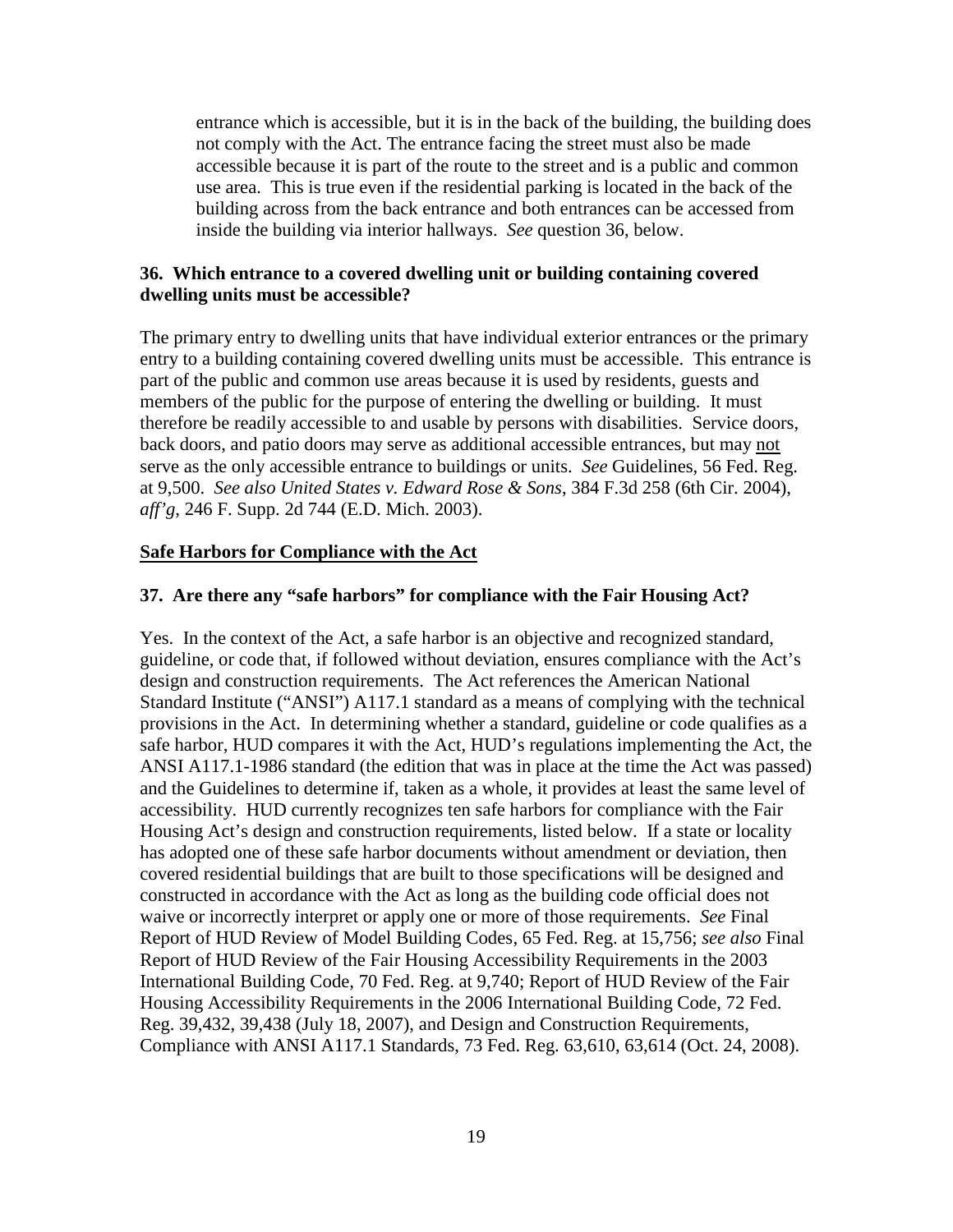entrance which is accessible, but it is in the back of the building, the building does not comply with the Act. The entrance facing the street must also be made accessible because it is part of the route to the street and is a public and common use area. This is true even if the residential parking is located in the back of the building across from the back entrance and both entrances can be accessed from inside the building via interior hallways. *See* question 36, below.

**36. Which entrance to a covered dwelling unit or building containing covered dwelling units must be accessible?**

The primary entry to dwelling units that have individual exterior entrances or the primary entry to a building containing covered dwelling units must be accessible. This entrance is part of the public and common use areas because it is used by residents, guests and members of the public for the purpose of entering the dwelling or building. It must therefore be readily accessible to and usable by persons with disabilities. Service doors, back doors, and patio doors may serve as additional accessible entrances, but may <u>not</u> serve as the only accessible entrance to buildings or units. *See* Guidelines, 56 Fed. Reg. at 9,500. *See also United States v. Edward Rose & Sons*, 384 F.3d 258 (6th Cir. 2004), *aff'g*, 246 F. Supp. 2d 744 (E.D. Mich. 2003).

## <u>Safe Harbors for Compliance with the Act</u>

**37. Are there any "safe harbors" for compliance with the Fair Housing Act?**

Yes. In the context of the Act, a safe harbor is an objective and recognized standard, guideline, or code that, if followed without deviation, ensures compliance with the Act's design and construction requirements. The Act references the American National Standard Institute ("ANSI") A117.1 standard as a means of complying with the technical provisions in the Act. In determining whether a standard, guideline or code qualifies as a safe harbor, HUD compares it with the Act, HUD's regulations implementing the Act, the ANSI A117.1-1986 standard (the edition that was in place at the time the Act was passed) and the Guidelines to determine if, taken as a whole, it provides at least the same level of accessibility. HUD currently recognizes ten safe harbors for compliance with the Fair Housing Act's design and construction requirements, listed below. If a state or locality has adopted one of these safe harbor documents without amendment or deviation, then covered residential buildings that are built to those specifications will be designed and constructed in accordance with the Act as long as the building code official does not waive or incorrectly interpret or apply one or more of those requirements. *See* Final Report of HUD Review of Model Building Codes, 65 Fed. Reg. at 15,756; *see also* Final Report of HUD Review of the Fair Housing Accessibility Requirements in the 2003 International Building Code, 70 Fed. Reg. at 9,740; Report of HUD Review of the Fair Housing Accessibility Requirements in the 2006 International Building Code, 72 Fed. Reg. 39,432, 39,438 (July 18, 2007), and Design and Construction Requirements, Compliance with ANSI A117.1 Standards, 73 Fed. Reg. 63,610, 63,614 (Oct. 24, 2008).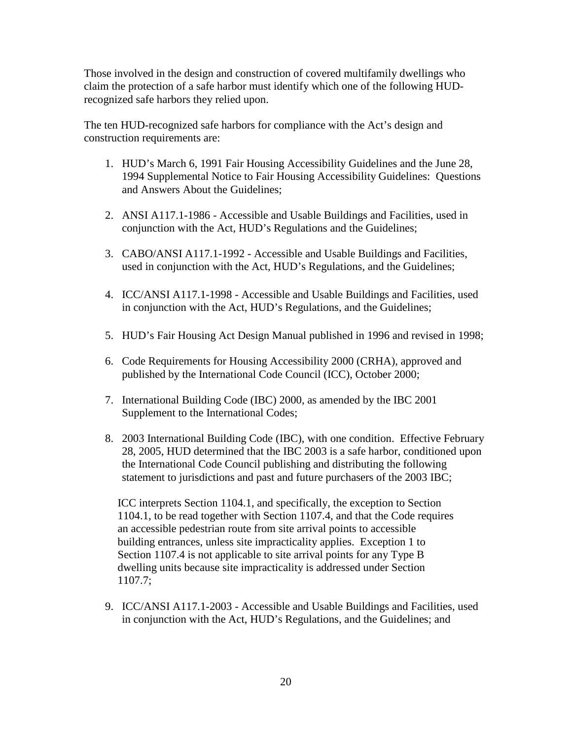Those involved in the design and construction of covered multifamily dwellings who claim the protection of a safe harbor must identify which one of the following HUD-recognized safe harbors they relied upon.

The ten HUD-recognized safe harbors for compliance with the Act's design and construction requirements are:

1. HUD's March 6, 1991 Fair Housing Accessibility Guidelines and the June 28, 1994 Supplemental Notice to Fair Housing Accessibility Guidelines: Questions and Answers About the Guidelines;

2. ANSI A117.1-1986 - Accessible and Usable Buildings and Facilities, used in conjunction with the Act, HUD's Regulations and the Guidelines;

3. CABO/ANSI A117.1-1992 - Accessible and Usable Buildings and Facilities, used in conjunction with the Act, HUD's Regulations, and the Guidelines;

4. ICC/ANSI A117.1-1998 - Accessible and Usable Buildings and Facilities, used in conjunction with the Act, HUD's Regulations, and the Guidelines;

5. HUD's Fair Housing Act Design Manual published in 1996 and revised in 1998;

6. Code Requirements for Housing Accessibility 2000 (CRHA), approved and published by the International Code Council (ICC), October 2000;

7. International Building Code (IBC) 2000, as amended by the IBC 2001 Supplement to the International Codes;

8. 2003 International Building Code (IBC), with one condition. Effective February 28, 2005, HUD determined that the IBC 2003 is a safe harbor, conditioned upon the International Code Council publishing and distributing the following statement to jurisdictions and past and future purchasers of the 2003 IBC;

   ICC interprets Section 1104.1, and specifically, the exception to Section 1104.1, to be read together with Section 1107.4, and that the Code requires an accessible pedestrian route from site arrival points to accessible building entrances, unless site impracticality applies. Exception 1 to Section 1107.4 is not applicable to site arrival points for any Type B dwelling units because site impracticality is addressed under Section 1107.7;

9. ICC/ANSI A117.1-2003 - Accessible and Usable Buildings and Facilities, used in conjunction with the Act, HUD's Regulations, and the Guidelines; and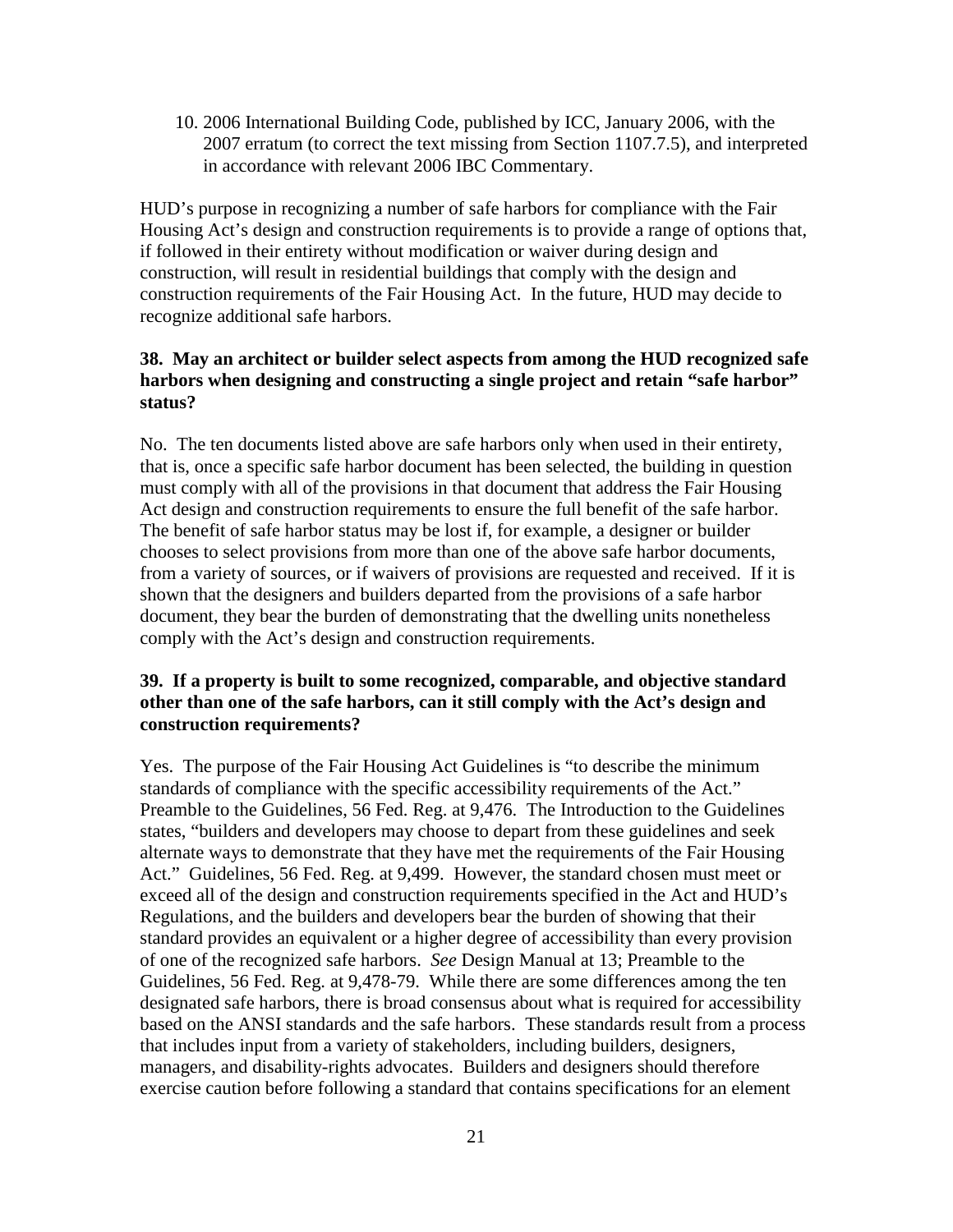10. 2006 International Building Code, published by ICC, January 2006, with the 2007 erratum (to correct the text missing from Section 1107.7.5), and interpreted in accordance with relevant 2006 IBC Commentary.

HUD's purpose in recognizing a number of safe harbors for compliance with the Fair Housing Act's design and construction requirements is to provide a range of options that, if followed in their entirety without modification or waiver during design and construction, will result in residential buildings that comply with the design and construction requirements of the Fair Housing Act. In the future, HUD may decide to recognize additional safe harbors.

**38. May an architect or builder select aspects from among the HUD recognized safe harbors when designing and constructing a single project and retain "safe harbor" status?**

No. The ten documents listed above are safe harbors only when used in their entirety, that is, once a specific safe harbor document has been selected, the building in question must comply with all of the provisions in that document that address the Fair Housing Act design and construction requirements to ensure the full benefit of the safe harbor. The benefit of safe harbor status may be lost if, for example, a designer or builder chooses to select provisions from more than one of the above safe harbor documents, from a variety of sources, or if waivers of provisions are requested and received. If it is shown that the designers and builders departed from the provisions of a safe harbor document, they bear the burden of demonstrating that the dwelling units nonetheless comply with the Act's design and construction requirements.

**39. If a property is built to some recognized, comparable, and objective standard other than one of the safe harbors, can it still comply with the Act's design and construction requirements?**

Yes. The purpose of the Fair Housing Act Guidelines is "to describe the minimum standards of compliance with the specific accessibility requirements of the Act." Preamble to the Guidelines, 56 Fed. Reg. at 9,476. The Introduction to the Guidelines states, "builders and developers may choose to depart from these guidelines and seek alternate ways to demonstrate that they have met the requirements of the Fair Housing Act." Guidelines, 56 Fed. Reg. at 9,499. However, the standard chosen must meet or exceed all of the design and construction requirements specified in the Act and HUD's Regulations, and the builders and developers bear the burden of showing that their standard provides an equivalent or a higher degree of accessibility than every provision of one of the recognized safe harbors. *See* Design Manual at 13; Preamble to the Guidelines, 56 Fed. Reg. at 9,478-79. While there are some differences among the ten designated safe harbors, there is broad consensus about what is required for accessibility based on the ANSI standards and the safe harbors. These standards result from a process that includes input from a variety of stakeholders, including builders, designers, managers, and disability-rights advocates. Builders and designers should therefore exercise caution before following a standard that contains specifications for an element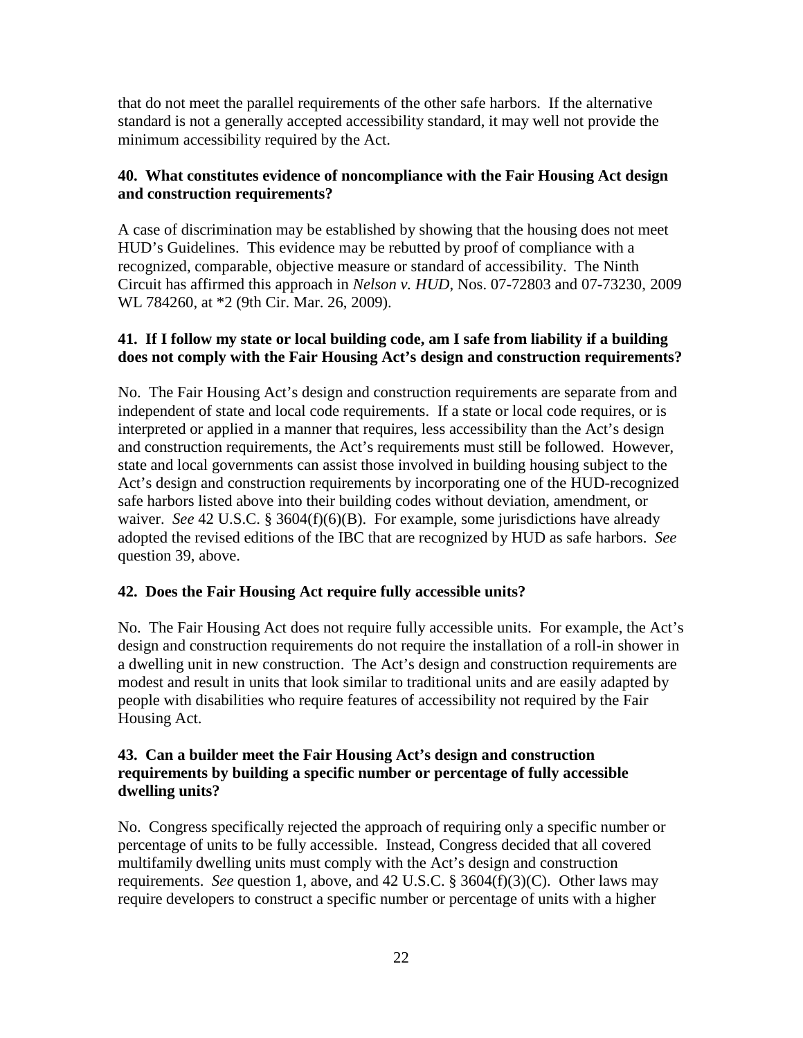that do not meet the parallel requirements of the other safe harbors. If the alternative standard is not a generally accepted accessibility standard, it may well not provide the minimum accessibility required by the Act.

**40. What constitutes evidence of noncompliance with the Fair Housing Act design and construction requirements?**

A case of discrimination may be established by showing that the housing does not meet HUD's Guidelines. This evidence may be rebutted by proof of compliance with a recognized, comparable, objective measure or standard of accessibility. The Ninth Circuit has affirmed this approach in *Nelson v. HUD*, Nos. 07-72803 and 07-73230, 2009 WL 784260, at *2 (9th Cir. Mar. 26, 2009).

**41. If I follow my state or local building code, am I safe from liability if a building does not comply with the Fair Housing Act's design and construction requirements?**

No. The Fair Housing Act's design and construction requirements are separate from and independent of state and local code requirements. If a state or local code requires, or is interpreted or applied in a manner that requires, less accessibility than the Act's design and construction requirements, the Act's requirements must still be followed. However, state and local governments can assist those involved in building housing subject to the Act's design and construction requirements by incorporating one of the HUD-recognized safe harbors listed above into their building codes without deviation, amendment, or waiver. *See* 42 U.S.C. § 3604(f)(6)(B). For example, some jurisdictions have already adopted the revised editions of the IBC that are recognized by HUD as safe harbors. *See* question 39, above.

**42. Does the Fair Housing Act require fully accessible units?**

No. The Fair Housing Act does not require fully accessible units. For example, the Act's design and construction requirements do not require the installation of a roll-in shower in a dwelling unit in new construction. The Act's design and construction requirements are modest and result in units that look similar to traditional units and are easily adapted by people with disabilities who require features of accessibility not required by the Fair Housing Act.

**43. Can a builder meet the Fair Housing Act's design and construction requirements by building a specific number or percentage of fully accessible dwelling units?**

No. Congress specifically rejected the approach of requiring only a specific number or percentage of units to be fully accessible. Instead, Congress decided that all covered multifamily dwelling units must comply with the Act's design and construction requirements. *See* question 1, above, and 42 U.S.C. § 3604(f)(3)(C). Other laws may require developers to construct a specific number or percentage of units with a higher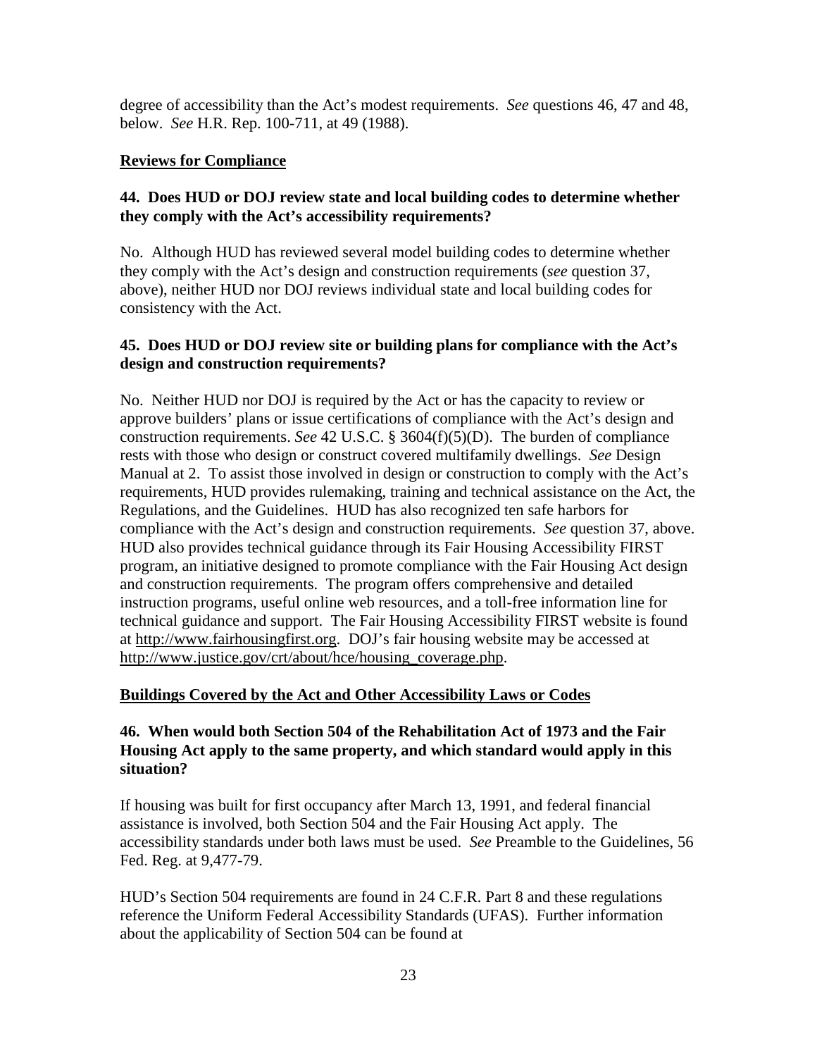degree of accessibility than the Act's modest requirements. *See* questions 46, 47 and 48, below. *See* H.R. Rep. 100-711, at 49 (1988).

**Reviews for Compliance**

### 44. Does HUD or DOJ review state and local building codes to determine whether they comply with the Act's accessibility requirements?

No. Although HUD has reviewed several model building codes to determine whether they comply with the Act's design and construction requirements (*see* question 37, above), neither HUD nor DOJ reviews individual state and local building codes for consistency with the Act.

### 45. Does HUD or DOJ review site or building plans for compliance with the Act's design and construction requirements?

No. Neither HUD nor DOJ is required by the Act or has the capacity to review or approve builders' plans or issue certifications of compliance with the Act's design and construction requirements. *See* 42 U.S.C. § 3604(f)(5)(D). The burden of compliance rests with those who design or construct covered multifamily dwellings. *See* Design Manual at 2. To assist those involved in design or construction to comply with the Act's requirements, HUD provides rulemaking, training and technical assistance on the Act, the Regulations, and the Guidelines. HUD has also recognized ten safe harbors for compliance with the Act's design and construction requirements. *See* question 37, above. HUD also provides technical guidance through its Fair Housing Accessibility FIRST program, an initiative designed to promote compliance with the Fair Housing Act design and construction requirements. The program offers comprehensive and detailed instruction programs, useful online web resources, and a toll-free information line for technical guidance and support. The Fair Housing Accessibility FIRST website is found at http://www.fairhousingfirst.org. DOJ's fair housing website may be accessed at http://www.justice.gov/crt/about/hce/housing_coverage.php.

**Buildings Covered by the Act and Other Accessibility Laws or Codes**

### 46. When would both Section 504 of the Rehabilitation Act of 1973 and the Fair Housing Act apply to the same property, and which standard would apply in this situation?

If housing was built for first occupancy after March 13, 1991, and federal financial assistance is involved, both Section 504 and the Fair Housing Act apply. The accessibility standards under both laws must be used. *See* Preamble to the Guidelines, 56 Fed. Reg. at 9,477-79.

HUD's Section 504 requirements are found in 24 C.F.R. Part 8 and these regulations reference the Uniform Federal Accessibility Standards (UFAS). Further information about the applicability of Section 504 can be found at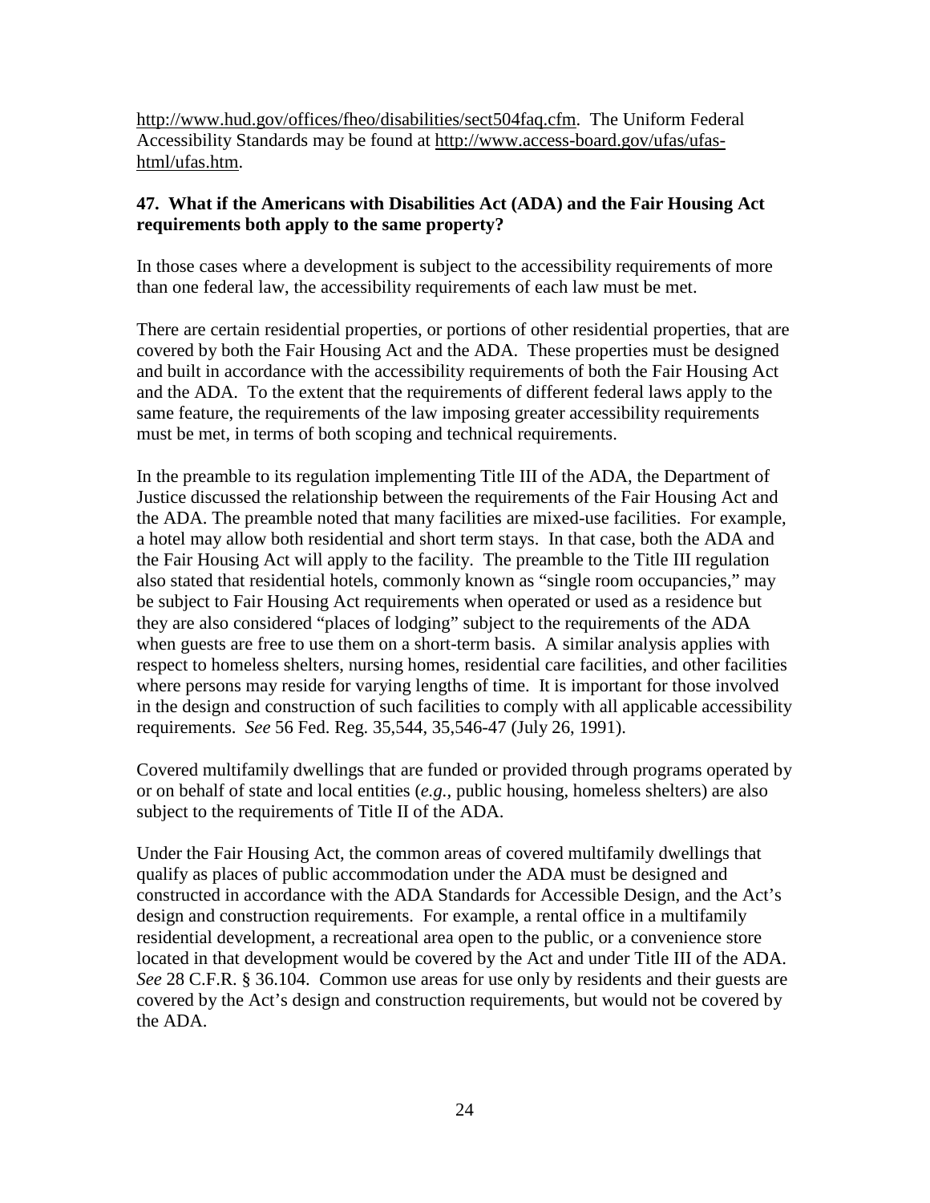http://www.hud.gov/offices/fheo/disabilities/sect504faq.cfm. The Uniform Federal Accessibility Standards may be found at http://www.access-board.gov/ufas/ufas-html/ufas.htm.

**47. What if the Americans with Disabilities Act (ADA) and the Fair Housing Act requirements both apply to the same property?**

In those cases where a development is subject to the accessibility requirements of more than one federal law, the accessibility requirements of each law must be met.

There are certain residential properties, or portions of other residential properties, that are covered by both the Fair Housing Act and the ADA. These properties must be designed and built in accordance with the accessibility requirements of both the Fair Housing Act and the ADA. To the extent that the requirements of different federal laws apply to the same feature, the requirements of the law imposing greater accessibility requirements must be met, in terms of both scoping and technical requirements.

In the preamble to its regulation implementing Title III of the ADA, the Department of Justice discussed the relationship between the requirements of the Fair Housing Act and the ADA. The preamble noted that many facilities are mixed-use facilities. For example, a hotel may allow both residential and short term stays. In that case, both the ADA and the Fair Housing Act will apply to the facility. The preamble to the Title III regulation also stated that residential hotels, commonly known as "single room occupancies," may be subject to Fair Housing Act requirements when operated or used as a residence but they are also considered "places of lodging" subject to the requirements of the ADA when guests are free to use them on a short-term basis. A similar analysis applies with respect to homeless shelters, nursing homes, residential care facilities, and other facilities where persons may reside for varying lengths of time. It is important for those involved in the design and construction of such facilities to comply with all applicable accessibility requirements. *See* 56 Fed. Reg. 35,544, 35,546-47 (July 26, 1991).

Covered multifamily dwellings that are funded or provided through programs operated by or on behalf of state and local entities (*e.g.,* public housing, homeless shelters) are also subject to the requirements of Title II of the ADA.

Under the Fair Housing Act, the common areas of covered multifamily dwellings that qualify as places of public accommodation under the ADA must be designed and constructed in accordance with the ADA Standards for Accessible Design, and the Act's design and construction requirements. For example, a rental office in a multifamily residential development, a recreational area open to the public, or a convenience store located in that development would be covered by the Act and under Title III of the ADA. *See* 28 C.F.R. § 36.104. Common use areas for use only by residents and their guests are covered by the Act's design and construction requirements, but would not be covered by the ADA.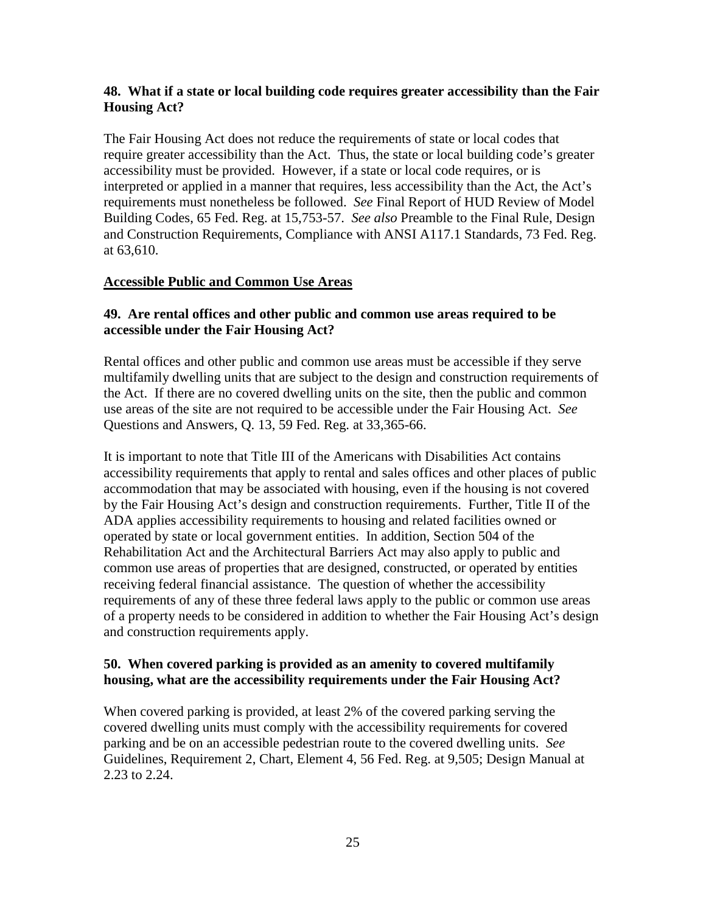**48. What if a state or local building code requires greater accessibility than the Fair Housing Act?**

The Fair Housing Act does not reduce the requirements of state or local codes that require greater accessibility than the Act. Thus, the state or local building code's greater accessibility must be provided. However, if a state or local code requires, or is interpreted or applied in a manner that requires, less accessibility than the Act, the Act's requirements must nonetheless be followed. *See* Final Report of HUD Review of Model Building Codes, 65 Fed. Reg. at 15,753-57. *See also* Preamble to the Final Rule, Design and Construction Requirements, Compliance with ANSI A117.1 Standards, 73 Fed. Reg. at 63,610.

**<u>Accessible Public and Common Use Areas</u>**

**49. Are rental offices and other public and common use areas required to be accessible under the Fair Housing Act?**

Rental offices and other public and common use areas must be accessible if they serve multifamily dwelling units that are subject to the design and construction requirements of the Act. If there are no covered dwelling units on the site, then the public and common use areas of the site are not required to be accessible under the Fair Housing Act. *See* Questions and Answers, Q. 13, 59 Fed. Reg. at 33,365-66.

It is important to note that Title III of the Americans with Disabilities Act contains accessibility requirements that apply to rental and sales offices and other places of public accommodation that may be associated with housing, even if the housing is not covered by the Fair Housing Act's design and construction requirements. Further, Title II of the ADA applies accessibility requirements to housing and related facilities owned or operated by state or local government entities. In addition, Section 504 of the Rehabilitation Act and the Architectural Barriers Act may also apply to public and common use areas of properties that are designed, constructed, or operated by entities receiving federal financial assistance. The question of whether the accessibility requirements of any of these three federal laws apply to the public or common use areas of a property needs to be considered in addition to whether the Fair Housing Act's design and construction requirements apply.

**50. When covered parking is provided as an amenity to covered multifamily housing, what are the accessibility requirements under the Fair Housing Act?**

When covered parking is provided, at least 2% of the covered parking serving the covered dwelling units must comply with the accessibility requirements for covered parking and be on an accessible pedestrian route to the covered dwelling units. *See* Guidelines, Requirement 2, Chart, Element 4, 56 Fed. Reg. at 9,505; Design Manual at 2.23 to 2.24.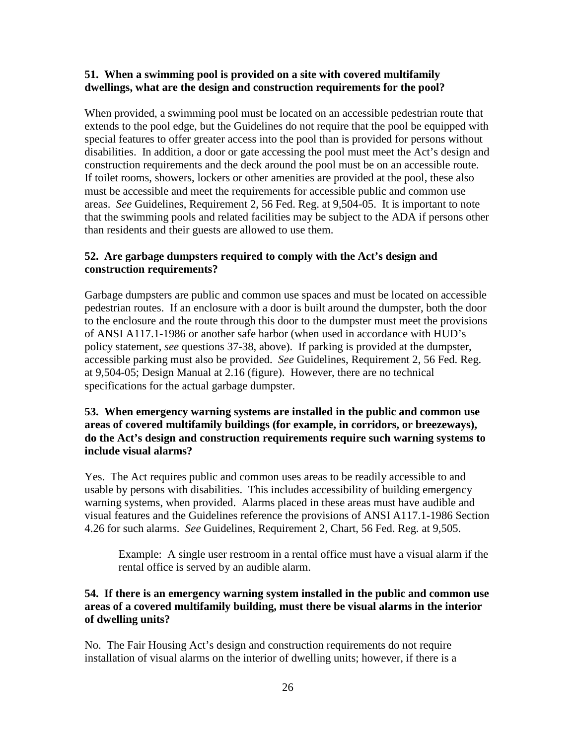**51. When a swimming pool is provided on a site with covered multifamily dwellings, what are the design and construction requirements for the pool?**

When provided, a swimming pool must be located on an accessible pedestrian route that extends to the pool edge, but the Guidelines do not require that the pool be equipped with special features to offer greater access into the pool than is provided for persons without disabilities. In addition, a door or gate accessing the pool must meet the Act's design and construction requirements and the deck around the pool must be on an accessible route. If toilet rooms, showers, lockers or other amenities are provided at the pool, these also must be accessible and meet the requirements for accessible public and common use areas. *See* Guidelines, Requirement 2, 56 Fed. Reg. at 9,504-05. It is important to note that the swimming pools and related facilities may be subject to the ADA if persons other than residents and their guests are allowed to use them.

**52. Are garbage dumpsters required to comply with the Act's design and construction requirements?**

Garbage dumpsters are public and common use spaces and must be located on accessible pedestrian routes. If an enclosure with a door is built around the dumpster, both the door to the enclosure and the route through this door to the dumpster must meet the provisions of ANSI A117.1-1986 or another safe harbor (when used in accordance with HUD's policy statement, *see* questions 37-38, above). If parking is provided at the dumpster, accessible parking must also be provided. *See* Guidelines, Requirement 2, 56 Fed. Reg. at 9,504-05; Design Manual at 2.16 (figure). However, there are no technical specifications for the actual garbage dumpster.

**53. When emergency warning systems are installed in the public and common use areas of covered multifamily buildings (for example, in corridors, or breezeways), do the Act's design and construction requirements require such warning systems to include visual alarms?**

Yes. The Act requires public and common uses areas to be readily accessible to and usable by persons with disabilities. This includes accessibility of building emergency warning systems, when provided. Alarms placed in these areas must have audible and visual features and the Guidelines reference the provisions of ANSI A117.1-1986 Section 4.26 for such alarms. *See* Guidelines, Requirement 2, Chart, 56 Fed. Reg. at 9,505.

> Example: A single user restroom in a rental office must have a visual alarm if the rental office is served by an audible alarm.

**54. If there is an emergency warning system installed in the public and common use areas of a covered multifamily building, must there be visual alarms in the interior of dwelling units?**

No. The Fair Housing Act's design and construction requirements do not require installation of visual alarms on the interior of dwelling units; however, if there is a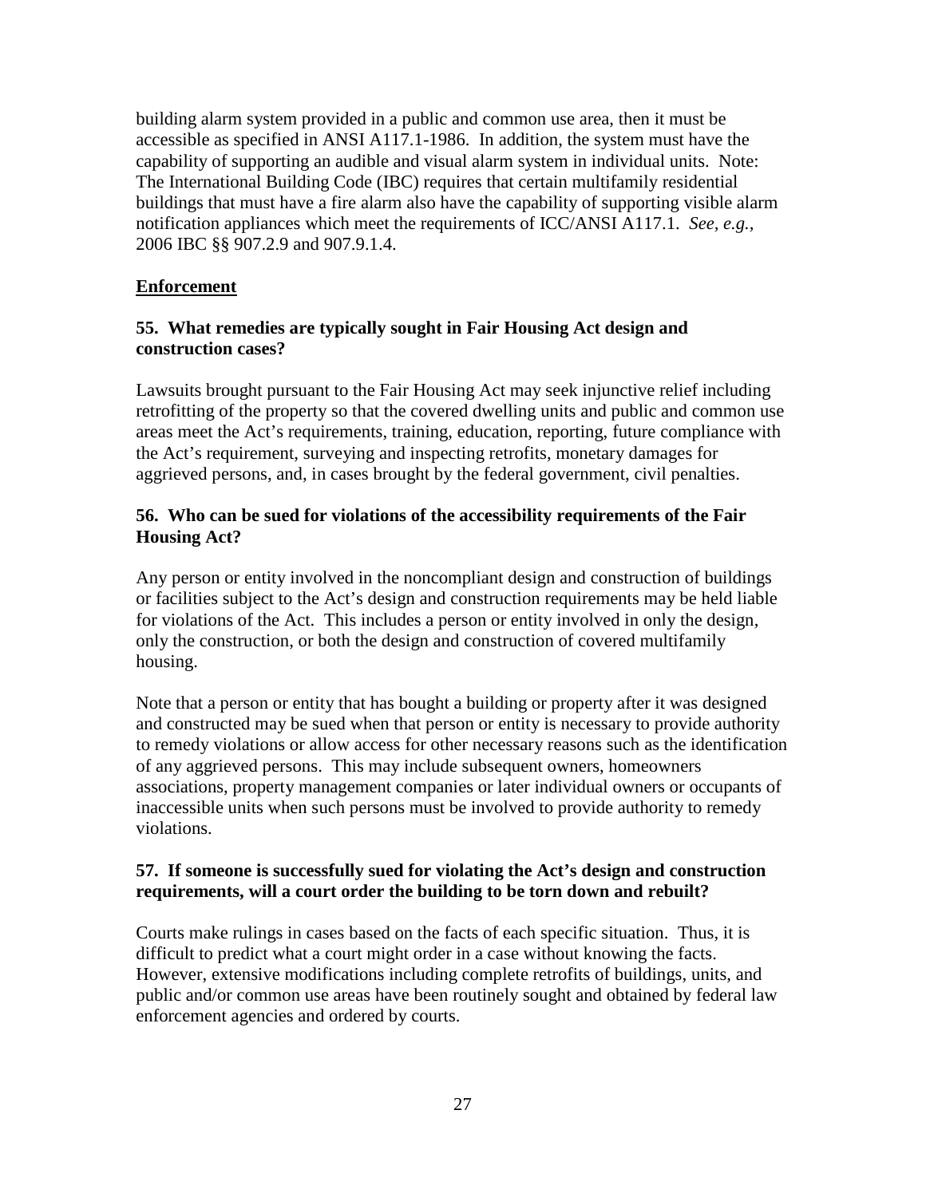building alarm system provided in a public and common use area, then it must be accessible as specified in ANSI A117.1-1986. In addition, the system must have the capability of supporting an audible and visual alarm system in individual units. Note: The International Building Code (IBC) requires that certain multifamily residential buildings that must have a fire alarm also have the capability of supporting visible alarm notification appliances which meet the requirements of ICC/ANSI A117.1. *See, e.g.*, 2006 IBC §§ 907.2.9 and 907.9.1.4.

## Enforcement

### 55. What remedies are typically sought in Fair Housing Act design and construction cases?

Lawsuits brought pursuant to the Fair Housing Act may seek injunctive relief including retrofitting of the property so that the covered dwelling units and public and common use areas meet the Act's requirements, training, education, reporting, future compliance with the Act's requirement, surveying and inspecting retrofits, monetary damages for aggrieved persons, and, in cases brought by the federal government, civil penalties.

### 56. Who can be sued for violations of the accessibility requirements of the Fair Housing Act?

Any person or entity involved in the noncompliant design and construction of buildings or facilities subject to the Act's design and construction requirements may be held liable for violations of the Act. This includes a person or entity involved in only the design, only the construction, or both the design and construction of covered multifamily housing.

Note that a person or entity that has bought a building or property after it was designed and constructed may be sued when that person or entity is necessary to provide authority to remedy violations or allow access for other necessary reasons such as the identification of any aggrieved persons. This may include subsequent owners, homeowners associations, property management companies or later individual owners or occupants of inaccessible units when such persons must be involved to provide authority to remedy violations.

### 57. If someone is successfully sued for violating the Act's design and construction requirements, will a court order the building to be torn down and rebuilt?

Courts make rulings in cases based on the facts of each specific situation. Thus, it is difficult to predict what a court might order in a case without knowing the facts. However, extensive modifications including complete retrofits of buildings, units, and public and/or common use areas have been routinely sought and obtained by federal law enforcement agencies and ordered by courts.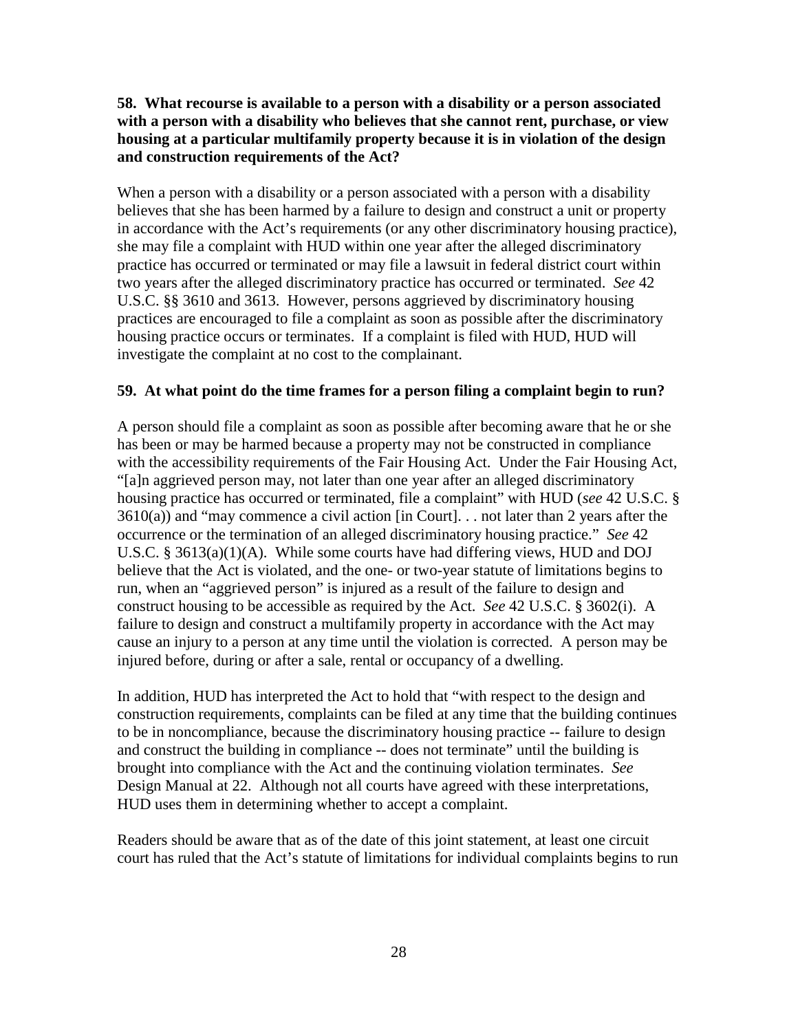**58. What recourse is available to a person with a disability or a person associated with a person with a disability who believes that she cannot rent, purchase, or view housing at a particular multifamily property because it is in violation of the design and construction requirements of the Act?**

When a person with a disability or a person associated with a person with a disability believes that she has been harmed by a failure to design and construct a unit or property in accordance with the Act's requirements (or any other discriminatory housing practice), she may file a complaint with HUD within one year after the alleged discriminatory practice has occurred or terminated or may file a lawsuit in federal district court within two years after the alleged discriminatory practice has occurred or terminated. *See* 42 U.S.C. §§ 3610 and 3613. However, persons aggrieved by discriminatory housing practices are encouraged to file a complaint as soon as possible after the discriminatory housing practice occurs or terminates. If a complaint is filed with HUD, HUD will investigate the complaint at no cost to the complainant.

**59. At what point do the time frames for a person filing a complaint begin to run?**

A person should file a complaint as soon as possible after becoming aware that he or she has been or may be harmed because a property may not be constructed in compliance with the accessibility requirements of the Fair Housing Act. Under the Fair Housing Act, "[a]n aggrieved person may, not later than one year after an alleged discriminatory housing practice has occurred or terminated, file a complaint" with HUD (*see* 42 U.S.C. § 3610(a)) and "may commence a civil action [in Court]. . . not later than 2 years after the occurrence or the termination of an alleged discriminatory housing practice." *See* 42 U.S.C. § 3613(a)(1)(A). While some courts have had differing views, HUD and DOJ believe that the Act is violated, and the one- or two-year statute of limitations begins to run, when an "aggrieved person" is injured as a result of the failure to design and construct housing to be accessible as required by the Act. *See* 42 U.S.C. § 3602(i). A failure to design and construct a multifamily property in accordance with the Act may cause an injury to a person at any time until the violation is corrected. A person may be injured before, during or after a sale, rental or occupancy of a dwelling.

In addition, HUD has interpreted the Act to hold that "with respect to the design and construction requirements, complaints can be filed at any time that the building continues to be in noncompliance, because the discriminatory housing practice -- failure to design and construct the building in compliance -- does not terminate" until the building is brought into compliance with the Act and the continuing violation terminates. *See* Design Manual at 22. Although not all courts have agreed with these interpretations, HUD uses them in determining whether to accept a complaint.

Readers should be aware that as of the date of this joint statement, at least one circuit court has ruled that the Act's statute of limitations for individual complaints begins to run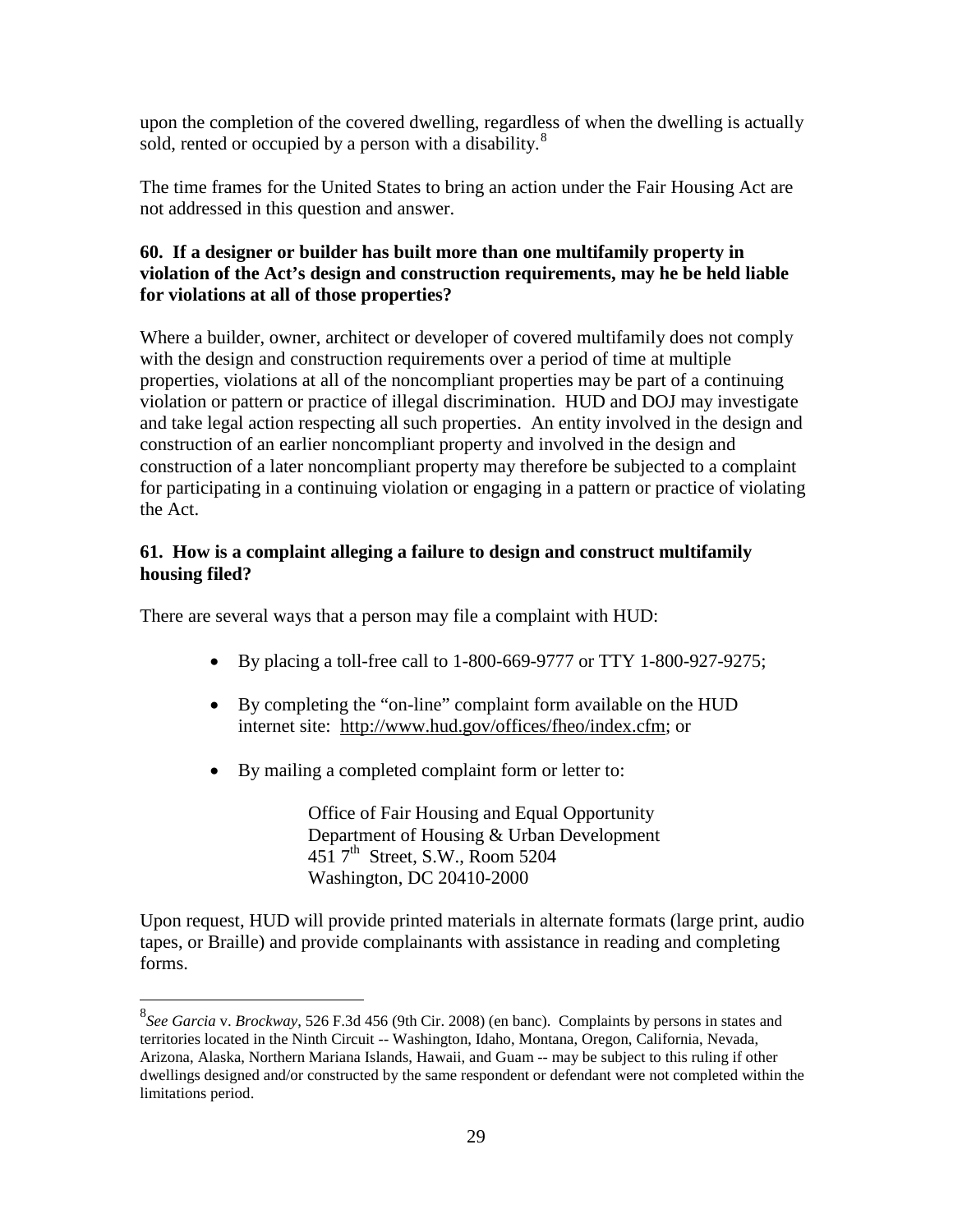upon the completion of the covered dwelling, regardless of when the dwelling is actually sold, rented or occupied by a person with a disability.[8]

The time frames for the United States to bring an action under the Fair Housing Act are not addressed in this question and answer.

**60. If a designer or builder has built more than one multifamily property in violation of the Act's design and construction requirements, may he be held liable for violations at all of those properties?**

Where a builder, owner, architect or developer of covered multifamily does not comply with the design and construction requirements over a period of time at multiple properties, violations at all of the noncompliant properties may be part of a continuing violation or pattern or practice of illegal discrimination. HUD and DOJ may investigate and take legal action respecting all such properties. An entity involved in the design and construction of an earlier noncompliant property and involved in the design and construction of a later noncompliant property may therefore be subjected to a complaint for participating in a continuing violation or engaging in a pattern or practice of violating the Act.

**61. How is a complaint alleging a failure to design and construct multifamily housing filed?**

There are several ways that a person may file a complaint with HUD:

- By placing a toll-free call to 1-800-669-9777 or TTY 1-800-927-9275;
- By completing the "on-line" complaint form available on the HUD internet site: http://www.hud.gov/offices/fheo/index.cfm; or
- By mailing a completed complaint form or letter to:

  Office of Fair Housing and Equal Opportunity
  Department of Housing & Urban Development
  451 7th Street, S.W., Room 5204
  Washington, DC 20410-2000

Upon request, HUD will provide printed materials in alternate formats (large print, audio tapes, or Braille) and provide complainants with assistance in reading and completing forms.

---

[8] *See Garcia* v. *Brockway*, 526 F.3d 456 (9th Cir. 2008) (en banc). Complaints by persons in states and territories located in the Ninth Circuit -- Washington, Idaho, Montana, Oregon, California, Nevada, Arizona, Alaska, Northern Mariana Islands, Hawaii, and Guam -- may be subject to this ruling if other dwellings designed and/or constructed by the same respondent or defendant were not completed within the limitations period.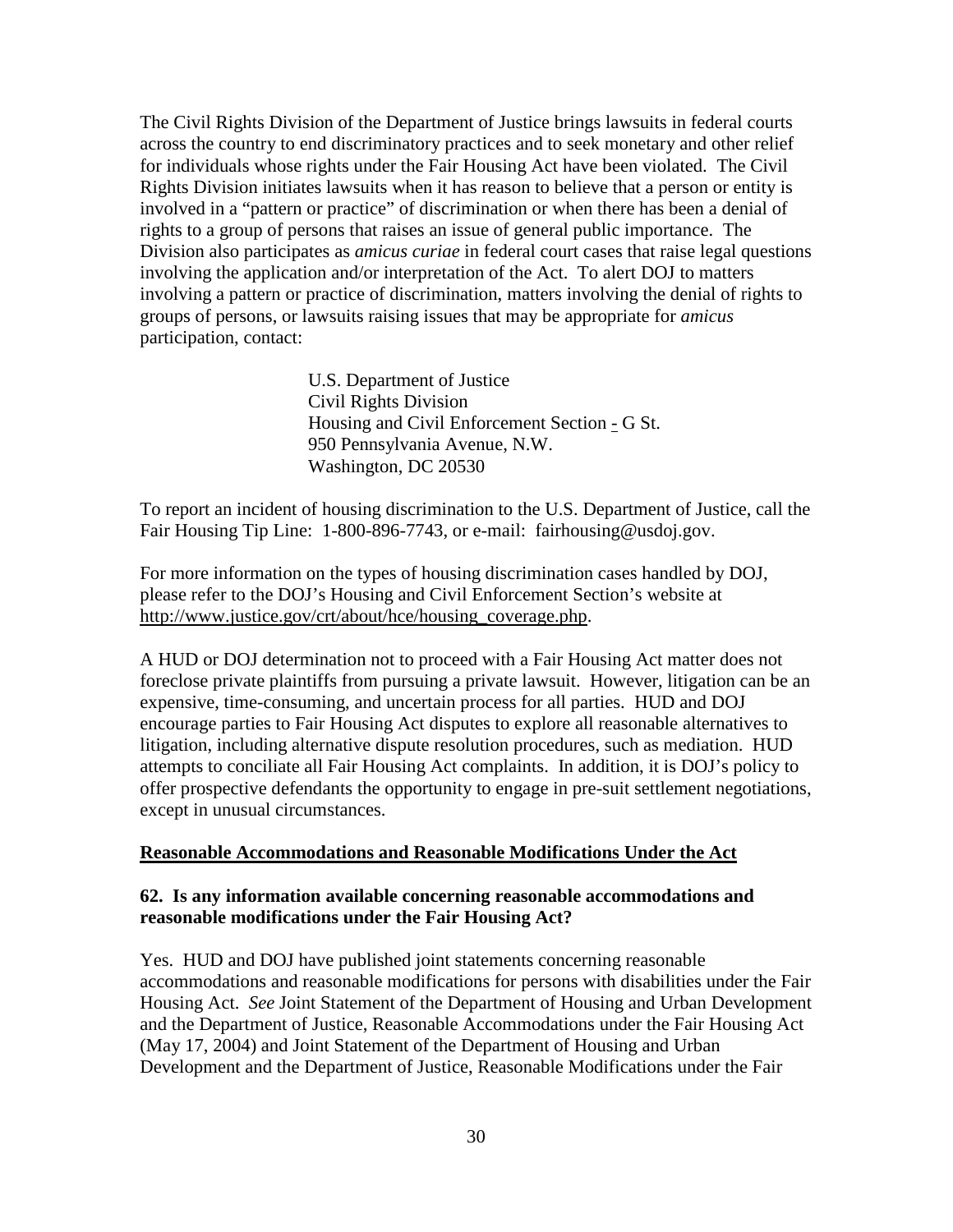The Civil Rights Division of the Department of Justice brings lawsuits in federal courts across the country to end discriminatory practices and to seek monetary and other relief for individuals whose rights under the Fair Housing Act have been violated. The Civil Rights Division initiates lawsuits when it has reason to believe that a person or entity is involved in a "pattern or practice" of discrimination or when there has been a denial of rights to a group of persons that raises an issue of general public importance. The Division also participates as *amicus curiae* in federal court cases that raise legal questions involving the application and/or interpretation of the Act. To alert DOJ to matters involving a pattern or practice of discrimination, matters involving the denial of rights to groups of persons, or lawsuits raising issues that may be appropriate for *amicus* participation, contact:

> U.S. Department of Justice
> Civil Rights Division
> Housing and Civil Enforcement Section - G St.
> 950 Pennsylvania Avenue, N.W.
> Washington, DC 20530

To report an incident of housing discrimination to the U.S. Department of Justice, call the Fair Housing Tip Line: 1-800-896-7743, or e-mail: fairhousing@usdoj.gov.

For more information on the types of housing discrimination cases handled by DOJ, please refer to the DOJ's Housing and Civil Enforcement Section's website at http://www.justice.gov/crt/about/hce/housing_coverage.php.

A HUD or DOJ determination not to proceed with a Fair Housing Act matter does not foreclose private plaintiffs from pursuing a private lawsuit. However, litigation can be an expensive, time-consuming, and uncertain process for all parties. HUD and DOJ encourage parties to Fair Housing Act disputes to explore all reasonable alternatives to litigation, including alternative dispute resolution procedures, such as mediation. HUD attempts to conciliate all Fair Housing Act complaints. In addition, it is DOJ's policy to offer prospective defendants the opportunity to engage in pre-suit settlement negotiations, except in unusual circumstances.

## Reasonable Accommodations and Reasonable Modifications Under the Act

### 62. Is any information available concerning reasonable accommodations and reasonable modifications under the Fair Housing Act?

Yes. HUD and DOJ have published joint statements concerning reasonable accommodations and reasonable modifications for persons with disabilities under the Fair Housing Act. *See* Joint Statement of the Department of Housing and Urban Development and the Department of Justice, Reasonable Accommodations under the Fair Housing Act (May 17, 2004) and Joint Statement of the Department of Housing and Urban Development and the Department of Justice, Reasonable Modifications under the Fair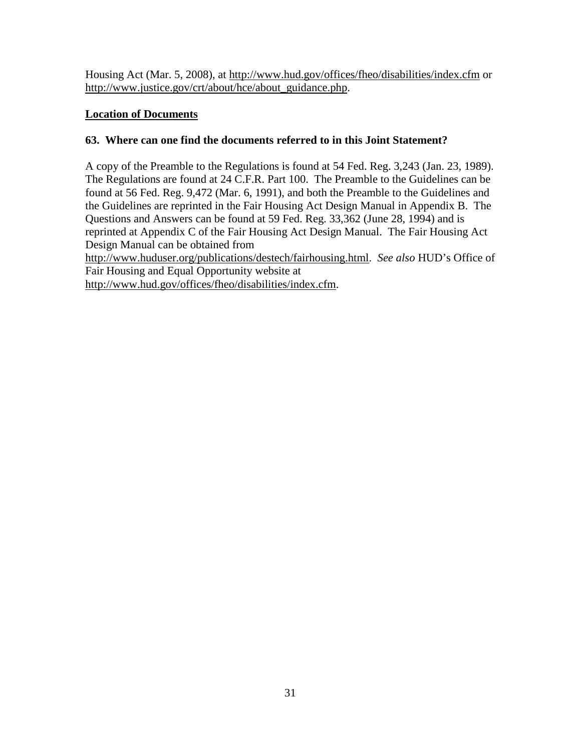Housing Act (Mar. 5, 2008), at http://www.hud.gov/offices/fheo/disabilities/index.cfm or http://www.justice.gov/crt/about/hce/about_guidance.php.

**Location of Documents**

**63. Where can one find the documents referred to in this Joint Statement?**

A copy of the Preamble to the Regulations is found at 54 Fed. Reg. 3,243 (Jan. 23, 1989). The Regulations are found at 24 C.F.R. Part 100. The Preamble to the Guidelines can be found at 56 Fed. Reg. 9,472 (Mar. 6, 1991), and both the Preamble to the Guidelines and the Guidelines are reprinted in the Fair Housing Act Design Manual in Appendix B. The Questions and Answers can be found at 59 Fed. Reg. 33,362 (June 28, 1994) and is reprinted at Appendix C of the Fair Housing Act Design Manual. The Fair Housing Act Design Manual can be obtained from http://www.huduser.org/publications/destech/fairhousing.html. *See also* HUD's Office of Fair Housing and Equal Opportunity website at http://www.hud.gov/offices/fheo/disabilities/index.cfm.